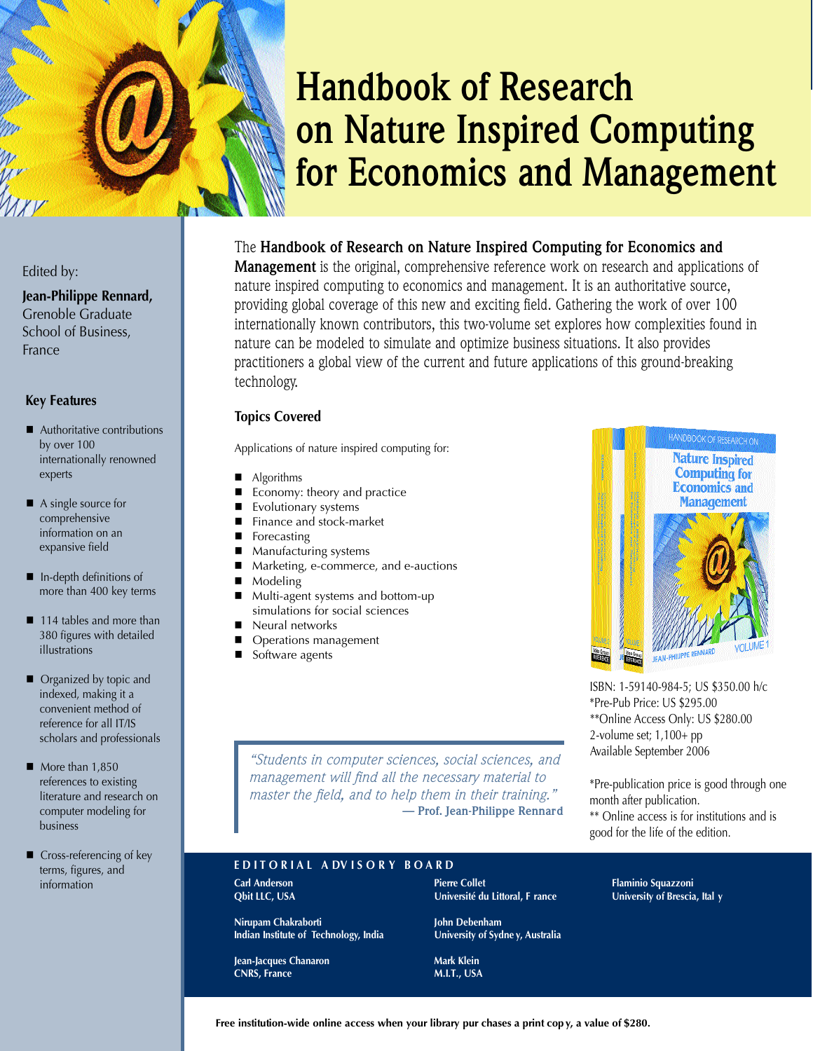# Handbook of Research on Nature Inspired Computing for Economics and Management

Edited by:

**Jean-Philippe Rennard,**
Grenoble Graduate School of Business, France

### Key Features

- Authoritative contributions by over 100 internationally renowned experts
- A single source for comprehensive information on an expansive field
- In-depth definitions of more than 400 key terms
- 114 tables and more than 380 figures with detailed illustrations
- Organized by topic and indexed, making it a convenient method of reference for all IT/IS scholars and professionals
- More than 1,850 references to existing literature and research on computer modeling for business
- Cross-referencing of key terms, figures, and information

The **Handbook of Research on Nature Inspired Computing for Economics and Management** is the original, comprehensive reference work on research and applications of nature inspired computing to economics and management. It is an authoritative source, providing global coverage of this new and exciting field. Gathering the work of over 100 internationally known contributors, this two-volume set explores how complexities found in nature can be modeled to simulate and optimize business situations. It also provides practitioners a global view of the current and future applications of this ground-breaking technology.

### Topics Covered

Applications of nature inspired computing for:

- Algorithms
- Economy: theory and practice
- Evolutionary systems
- Finance and stock-market
- Forecasting
- Manufacturing systems
- Marketing, e-commerce, and e-auctions
- Modeling
- Multi-agent systems and bottom-up simulations for social sciences
- Neural networks
- Operations management
- Software agents

ISBN: 1-59140-984-5; US $350.00 h/c
*Pre-Pub Price: US $295.00
**Online Access Only: US $280.00
2-volume set; 1,100+ pp
Available September 2006

*Pre-publication price is good through one month after publication.
** Online access is for institutions and is good for the life of the edition.

> *"Students in computer sciences, social sciences, and management will find all the necessary material to master the field, and to help them in their training."*
> — **Prof. Jean-Philippe Rennard**

## EDITORIAL ADVISORY BOARD

**Carl Anderson**
**Qbit LLC, USA**

**Nirupam Chakraborti**
**Indian Institute of Technology, India**

**Jean-Jacques Chanaron**
**CNRS, France**

**Pierre Collet**
**Université du Littoral, France**

**John Debenham**
**University of Sydney, Australia**

**Mark Klein**
**M.I.T., USA**

**Flaminio Squazzoni**
**University of Brescia, Italy**

**Free institution-wide online access when your library purchases a print copy, a value of $280.**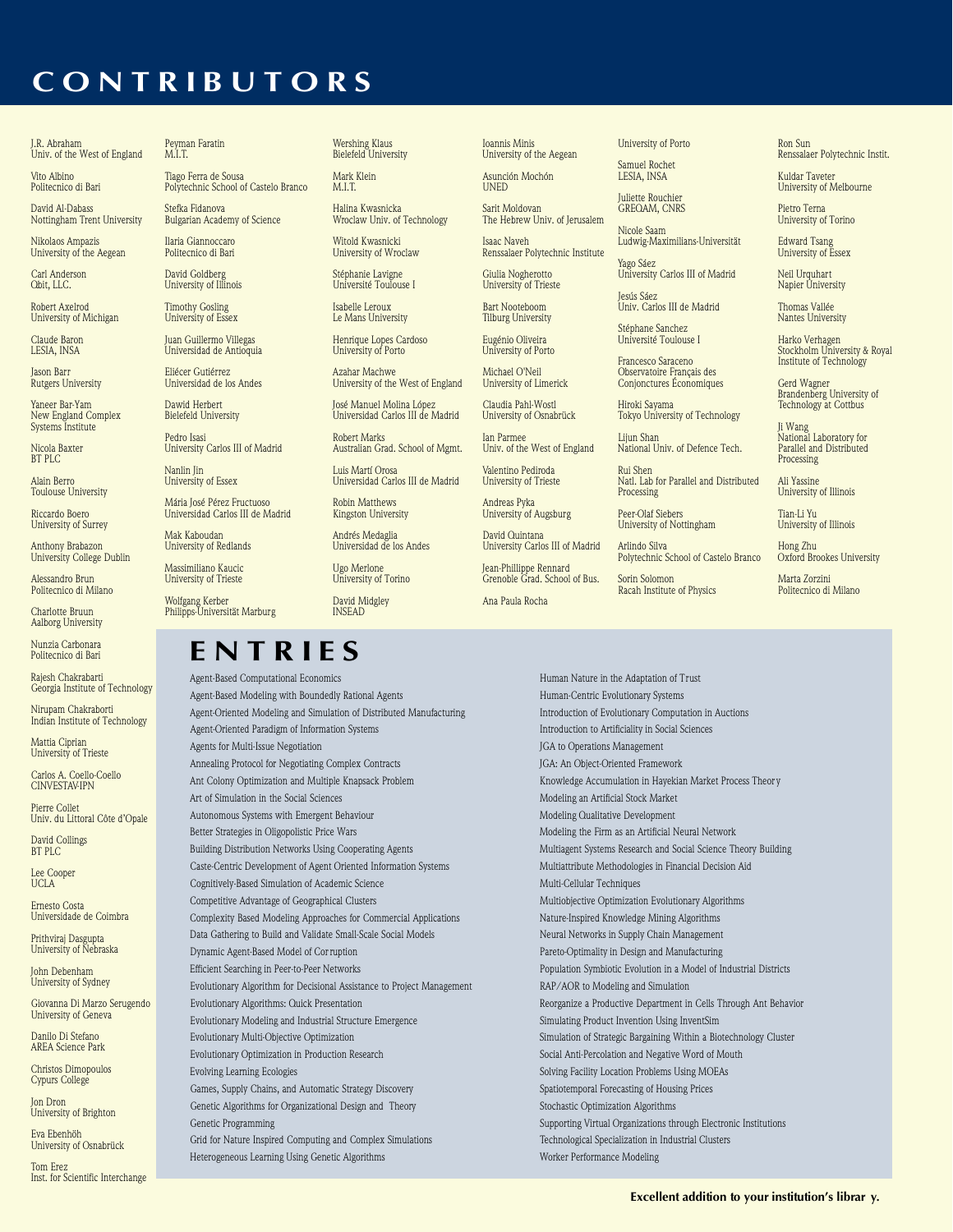# CONTRIBUTORS

J.R. Abraham
Univ. of the West of England

Vito Albino
Politecnico di Bari

David Al-Dabass
Nottingham Trent University

Nikolaos Ampazis
University of the Aegean

Carl Anderson
Qbit, LLC.

Robert Axelrod
University of Michigan

Claude Baron
LESIA, INSA

Jason Barr
Rutgers University

Yaneer Bar-Yam
New England Complex Systems Institute

Nicola Baxter
BT PLC

Alain Berro
Toulouse University

Riccardo Boero
University of Surrey

Anthony Brabazon
University College Dublin

Alessandro Brun
Politecnico di Milano

Charlotte Bruun
Aalborg University

Nunzia Carbonara
Politecnico di Bari

Rajesh Chakrabarti
Georgia Institute of Technology

Nirupam Chakraborti
Indian Institute of Technology

Mattia Ciprian
University of Trieste

Carlos A. Coello-Coello
CINVESTAV-IPN

Pierre Collet
Univ. du Littoral Côte d'Opale

David Collings
BT PLC

Lee Cooper
UCLA

Ernesto Costa
Universidade de Coimbra

Prithviraj Dasgupta
University of Nebraska

John Debenham
University of Sydney

Giovanna Di Marzo Serugendo
University of Geneva

Danilo Di Stefano
AREA Science Park

Christos Dimopoulos
Cyprus College

Jon Dron
University of Brighton

Eva Ebenhöh
University of Osnabrück

Tom Erez
Inst. for Scientific Interchange

Peyman Faratin
M.I.T.

Tiago Ferra de Sousa
Polytechnic School of Castelo Branco

Stefka Fidanova
Bulgarian Academy of Science

Ilaria Giannoccaro
Politecnico di Bari

David Goldberg
University of Illinois

Timothy Gosling
University of Essex

Juan Guillermo Villegas
Universidad de Antioquia

Eliécer Gutiérrez
Universidad de los Andes

Dawid Herbert
Bielefeld University

Pedro Isasi
University Carlos III of Madrid

Nanlin Jin
University of Essex

Mária José Pérez Fructuoso
Universidad Carlos III de Madrid

Mak Kaboudan
University of Redlands

Massimiliano Kaucic
University of Trieste

Wolfgang Kerber
Philipps-Universität Marburg

Wershing Klaus
Bielefeld University

Mark Klein
M.I.T.

Halina Kwasnicka
Wroclaw Univ. of Technology

Witold Kwasnicki
University of Wroclaw

Stéphanie Lavigne
Université Toulouse I

Isabelle Leroux
Le Mans University

Henrique Lopes Cardoso
University of Porto

Azahar Machwe
University of the West of England

José Manuel Molina López
Universidad Carlos III de Madrid

Robert Marks
Australian Grad. School of Mgmt.

Luis Martí Orosa
Universidad Carlos III de Madrid

Robin Matthews
Kingston University

Andrés Medaglia
Universidad de los Andes

Ugo Merlone
University of Torino

David Midgley
INSEAD

Ioannis Minis
University of the Aegean

Asunción Mochón
UNED

Sarit Moldovan
The Hebrew Univ. of Jerusalem

Isaac Naveh
Renssalaer Polytechnic Institute

Giulia Nogherotto
University of Trieste

Bart Nooteboom
Tilburg University

Eugénio Oliveira
University of Porto

Michael O'Neil
University of Limerick

Claudia Pahl-Wostl
University of Osnabrück

Ian Parmee
Univ. of the West of England

Valentino Pediroda
University of Trieste

Andreas Pyka
University of Augsburg

David Quintana
University Carlos III of Madrid

Jean-Phillippe Rennard
Grenoble Grad. School of Bus.

Ana Paula Rocha
University of Porto

Samuel Rochet
LESIA, INSA

Juliette Rouchier
GREQAM, CNRS

Nicole Saam
Ludwig-Maximilians-Universität

Yago Sáez
University Carlos III of Madrid

Jesús Sáez
Univ. Carlos III de Madrid

Stéphane Sanchez
Université Toulouse I

Francesco Saraceno
Observatoire Français des Conjonctures Économiques

Hiroki Sayama
Tokyo University of Technology

Lijun Shan
National Univ. of Defence Tech.

Rui Shen
Natl. Lab for Parallel and Distributed Processing

Peer-Olaf Siebers
University of Nottingham

Arlindo Silva
Polytechnic School of Castelo Branco

Sorin Solomon
Racah Institute of Physics

Ron Sun
Renssalaer Polytechnic Instit.

Kuldar Taveter
University of Melbourne

Pietro Terna
University of Torino

Edward Tsang
University of Essex

Neil Urquhart
Napier University

Thomas Vallée
Nantes University

Harko Verhagen
Stockholm University & Royal Institute of Technology

Gerd Wagner
Brandenberg University of Technology at Cottbus

Ji Wang
National Laboratory for Parallel and Distributed Processing

Ali Yassine
University of Illinois

Tian-Li Yu
University of Illinois

Hong Zhu
Oxford Brookes University

Marta Zorzini
Politecnico di Milano

# ENTRIES

- Agent-Based Computational Economics
- Agent-Based Modeling with Boundedly Rational Agents
- Agent-Oriented Modeling and Simulation of Distributed Manufacturing
- Agent-Oriented Paradigm of Information Systems
- Agents for Multi-Issue Negotiation
- Annealing Protocol for Negotiating Complex Contracts
- Ant Colony Optimization and Multiple Knapsack Problem
- Art of Simulation in the Social Sciences
- Autonomous Systems with Emergent Behaviour
- Better Strategies in Oligopolistic Price Wars
- Building Distribution Networks Using Cooperating Agents
- Caste-Centric Development of Agent Oriented Information Systems
- Cognitively-Based Simulation of Academic Science
- Competitive Advantage of Geographical Clusters
- Complexity Based Modeling Approaches for Commercial Applications
- Data Gathering to Build and Validate Small-Scale Social Models
- Dynamic Agent-Based Model of Corruption
- Efficient Searching in Peer-to-Peer Networks
- Evolutionary Algorithm for Decisional Assistance to Project Management
- Evolutionary Algorithms: Quick Presentation
- Evolutionary Modeling and Industrial Structure Emergence
- Evolutionary Multi-Objective Optimization
- Evolutionary Optimization in Production Research
- Evolving Learning Ecologies
- Games, Supply Chains, and Automatic Strategy Discovery
- Genetic Algorithms for Organizational Design and Theory
- Genetic Programming
- Grid for Nature Inspired Computing and Complex Simulations
- Heterogeneous Learning Using Genetic Algorithms
- Human Nature in the Adaptation of Trust
- Human-Centric Evolutionary Systems
- Introduction of Evolutionary Computation in Auctions
- Introduction to Artificiality in Social Sciences
- JGA to Operations Management
- JGA: An Object-Oriented Framework
- Knowledge Accumulation in Hayekian Market Process Theory
- Modeling an Artificial Stock Market
- Modeling Qualitative Development
- Modeling the Firm as an Artificial Neural Network
- Multiagent Systems Research and Social Science Theory Building
- Multiattribute Methodologies in Financial Decision Aid
- Multi-Cellular Techniques
- Multiobjective Optimization Evolutionary Algorithms
- Nature-Inspired Knowledge Mining Algorithms
- Neural Networks in Supply Chain Management
- Pareto-Optimality in Design and Manufacturing
- Population Symbiotic Evolution in a Model of Industrial Districts
- RAP/AOR to Modeling and Simulation
- Reorganize a Productive Department in Cells Through Ant Behavior
- Simulating Product Invention Using InventSim
- Simulation of Strategic Bargaining Within a Biotechnology Cluster
- Social Anti-Percolation and Negative Word of Mouth
- Solving Facility Location Problems Using MOEAs
- Spatiotemporal Forecasting of Housing Prices
- Stochastic Optimization Algorithms
- Supporting Virtual Organizations through Electronic Institutions
- Technological Specialization in Industrial Clusters
- Worker Performance Modeling

**Excellent addition to your institution's library.**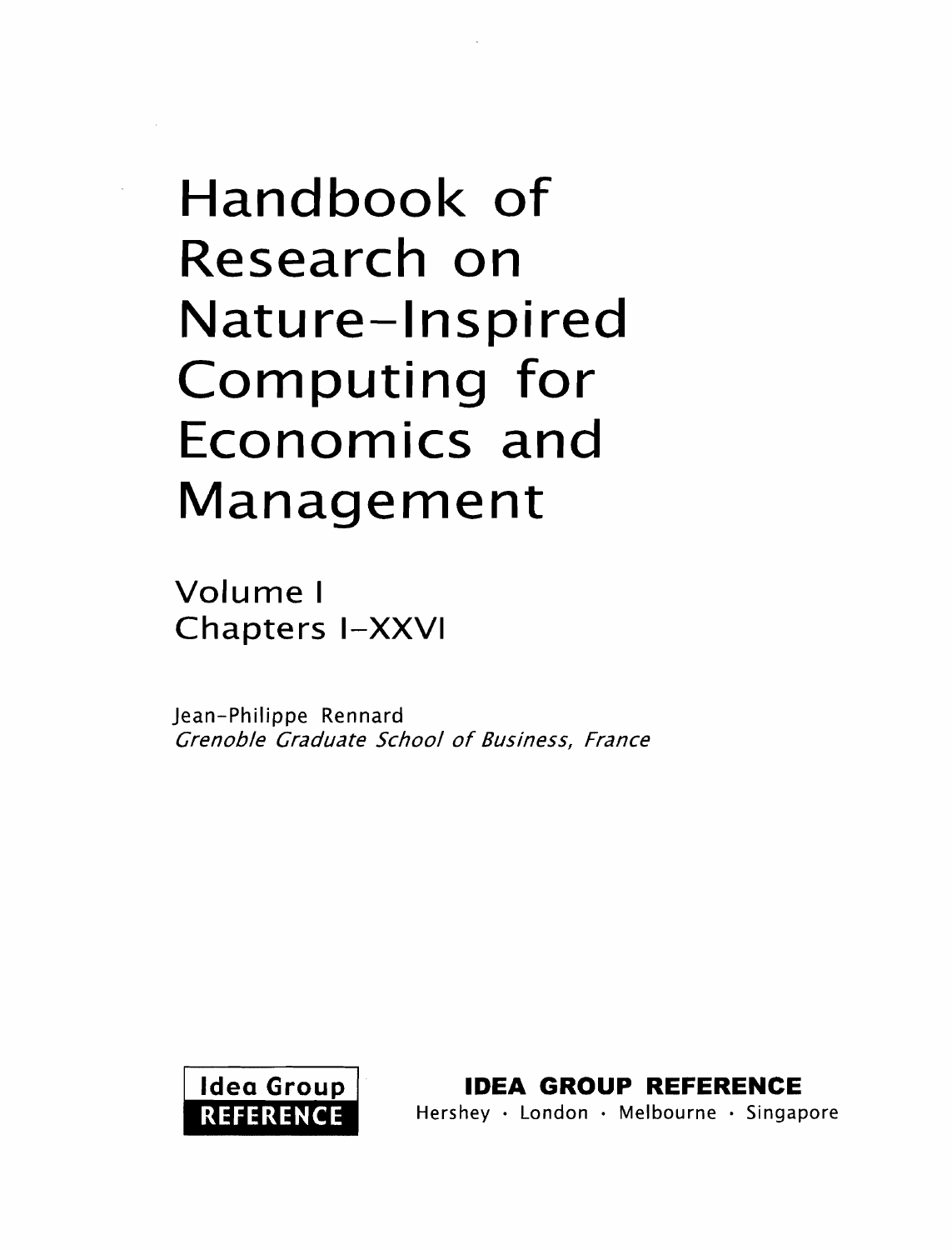# Handbook of Research on Nature-Inspired Computing for Economics and Management

Volume I
Chapters I–XXVI

Jean-Philippe Rennard
*Grenoble Graduate School of Business, France*

Idea Group
REFERENCE

**IDEA GROUP REFERENCE**
Hershey · London · Melbourne · Singapore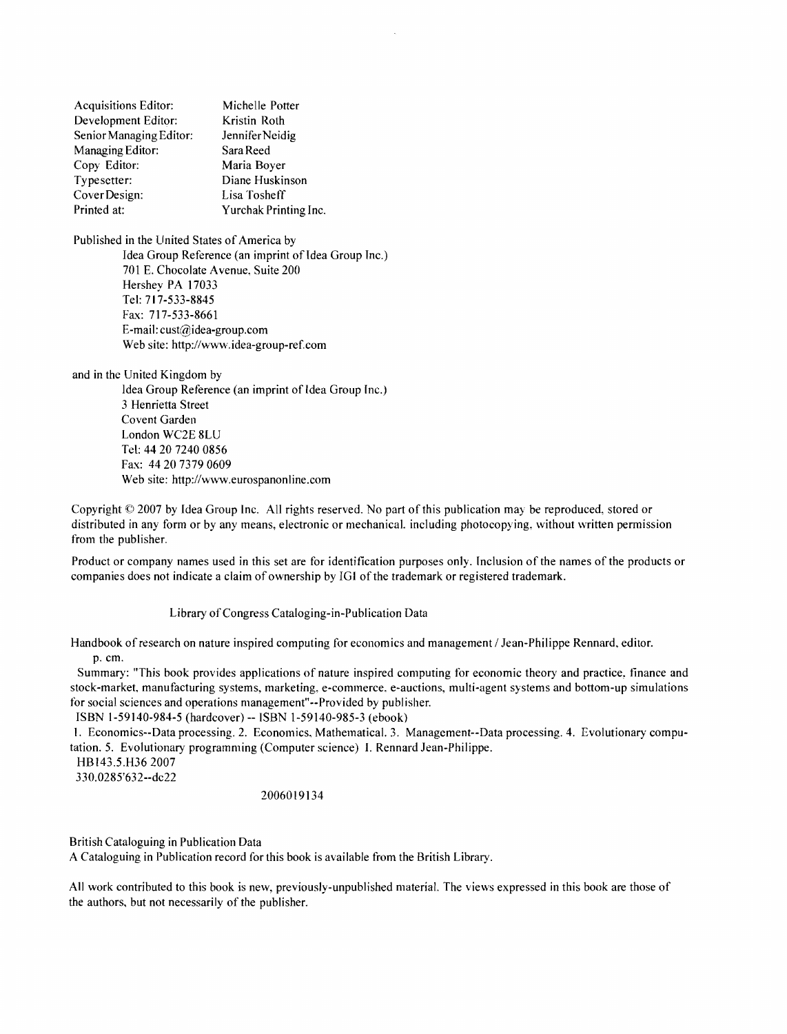| | |
|---|---|
| Acquisitions Editor: | Michelle Potter |
| Development Editor: | Kristin Roth |
| Senior Managing Editor: | Jennifer Neidig |
| Managing Editor: | Sara Reed |
| Copy Editor: | Maria Boyer |
| Typesetter: | Diane Huskinson |
| Cover Design: | Lisa Tosheff |
| Printed at: | Yurchak Printing Inc. |

Published in the United States of America by
Idea Group Reference (an imprint of Idea Group Inc.)
701 E. Chocolate Avenue, Suite 200
Hershey PA 17033
Tel: 717-533-8845
Fax: 717-533-8661
E-mail: cust@idea-group.com
Web site: http://www.idea-group-ref.com

and in the United Kingdom by
Idea Group Reference (an imprint of Idea Group Inc.)
3 Henrietta Street
Covent Garden
London WC2E 8LU
Tel: 44 20 7240 0856
Fax: 44 20 7379 0609
Web site: http://www.eurospanonline.com

Copyright © 2007 by Idea Group Inc. All rights reserved. No part of this publication may be reproduced, stored or distributed in any form or by any means, electronic or mechanical, including photocopying, without written permission from the publisher.

Product or company names used in this set are for identification purposes only. Inclusion of the names of the products or companies does not indicate a claim of ownership by IGI of the trademark or registered trademark.

Library of Congress Cataloging-in-Publication Data

Handbook of research on nature inspired computing for economics and management / Jean-Philippe Rennard, editor.
p. cm.
Summary: "This book provides applications of nature inspired computing for economic theory and practice, finance and stock-market, manufacturing systems, marketing, e-commerce, e-auctions, multi-agent systems and bottom-up simulations for social sciences and operations management"--Provided by publisher.
ISBN 1-59140-984-5 (hardcover) -- ISBN 1-59140-985-3 (ebook)
1. Economics--Data processing. 2. Economics, Mathematical. 3. Management--Data processing. 4. Evolutionary computation. 5. Evolutionary programming (Computer science) I. Rennard Jean-Philippe.
HB143.5.H36 2007
330.0285'632--dc22

2006019134

British Cataloguing in Publication Data
A Cataloguing in Publication record for this book is available from the British Library.

All work contributed to this book is new, previously-unpublished material. The views expressed in this book are those of the authors, but not necessarily of the publisher.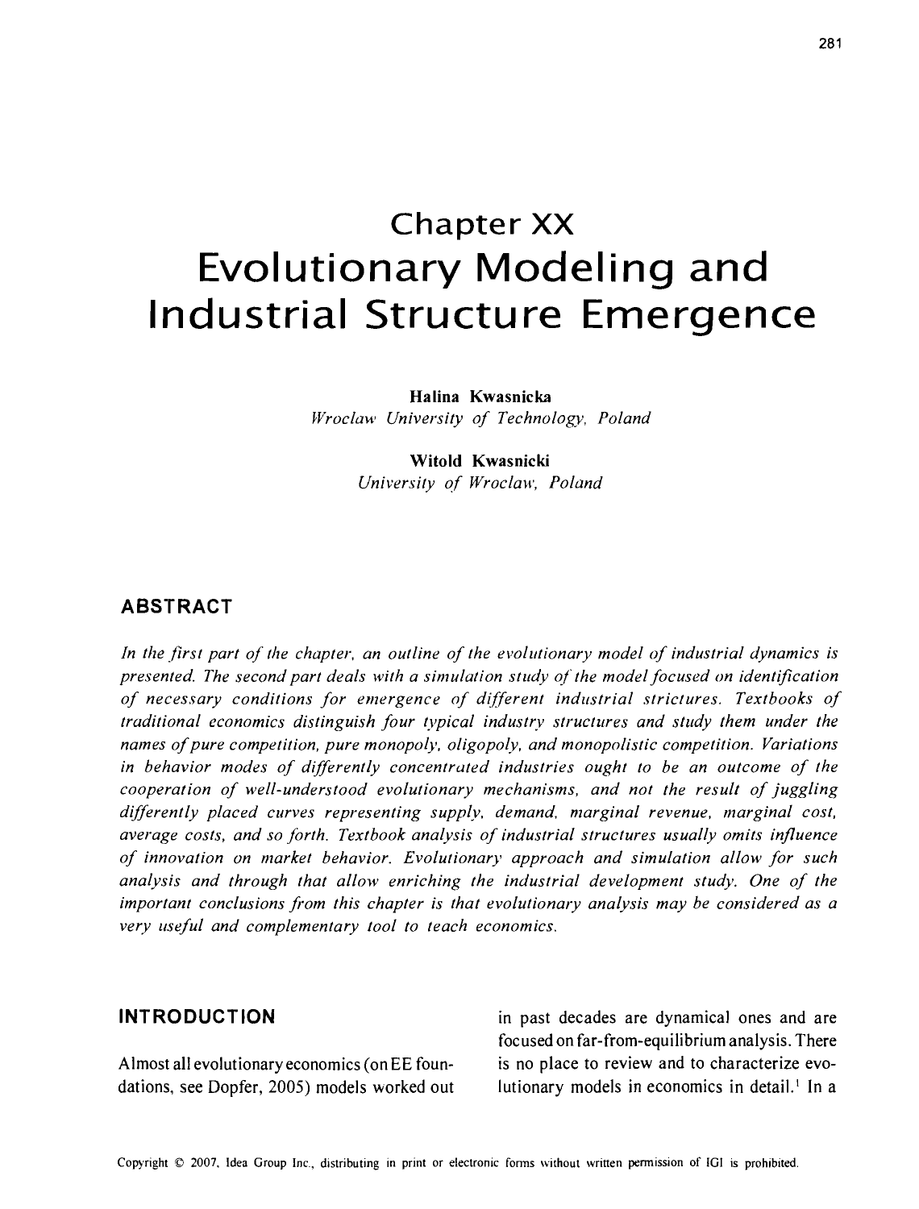// Chapter XX

# Evolutionary Modeling and Industrial Structure Emergence

**Halina Kwasnicka**
*Wroclaw University of Technology, Poland*

**Witold Kwasnicki**
*University of Wroclaw, Poland*

## ABSTRACT

*In the first part of the chapter, an outline of the evolutionary model of industrial dynamics is presented. The second part deals with a simulation study of the model focused on identification of necessary conditions for emergence of different industrial strictures. Textbooks of traditional economics distinguish four typical industry structures and study them under the names of pure competition, pure monopoly, oligopoly, and monopolistic competition. Variations in behavior modes of differently concentrated industries ought to be an outcome of the cooperation of well-understood evolutionary mechanisms, and not the result of juggling differently placed curves representing supply, demand, marginal revenue, marginal cost, average costs, and so forth. Textbook analysis of industrial structures usually omits influence of innovation on market behavior. Evolutionary approach and simulation allow for such analysis and through that allow enriching the industrial development study. One of the important conclusions from this chapter is that evolutionary analysis may be considered as a very useful and complementary tool to teach economics.*

## INTRODUCTION

Almost all evolutionary economics (on EE foundations, see Dopfer, 2005) models worked out in past decades are dynamical ones and are focused on far-from-equilibrium analysis. There is no place to review and to characterize evolutionary models in economics in detail.[1] In a

Copyright © 2007, Idea Group Inc., distributing in print or electronic forms without written permission of IGI is prohibited.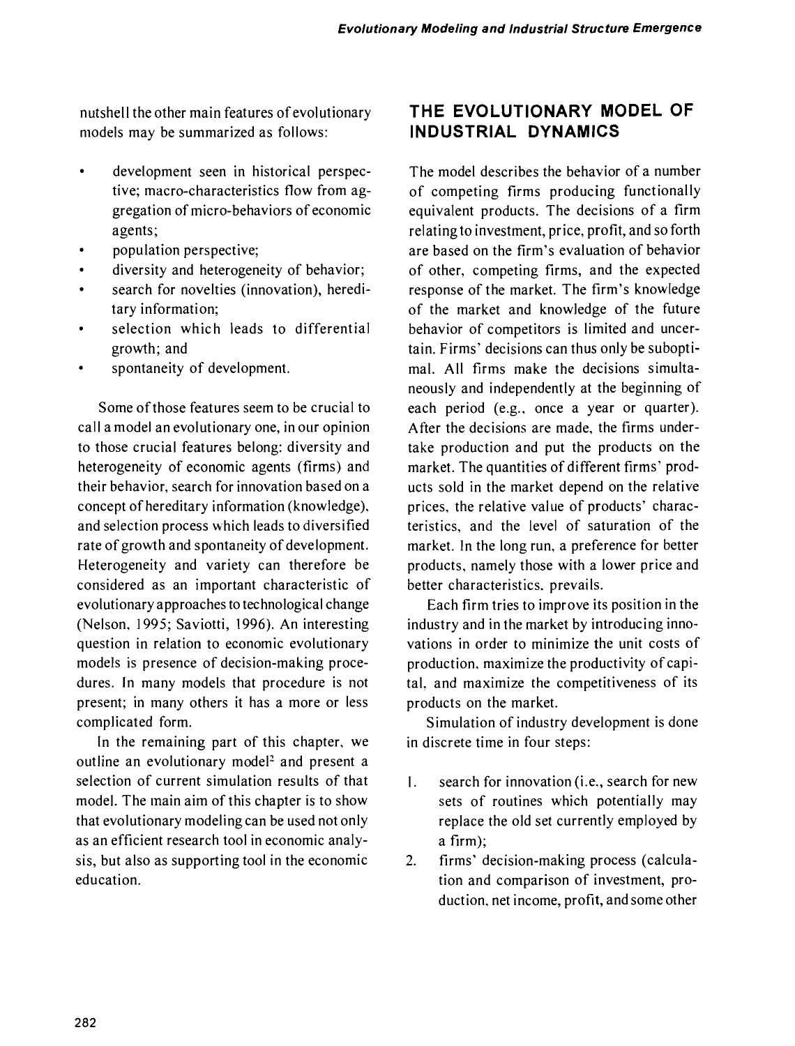nutshell the other main features of evolutionary models may be summarized as follows:

- development seen in historical perspective; macro-characteristics flow from aggregation of micro-behaviors of economic agents;
- population perspective;
- diversity and heterogeneity of behavior;
- search for novelties (innovation), hereditary information;
- selection which leads to differential growth; and
- spontaneity of development.

Some of those features seem to be crucial to call a model an evolutionary one, in our opinion to those crucial features belong: diversity and heterogeneity of economic agents (firms) and their behavior, search for innovation based on a concept of hereditary information (knowledge), and selection process which leads to diversified rate of growth and spontaneity of development. Heterogeneity and variety can therefore be considered as an important characteristic of evolutionary approaches to technological change (Nelson, 1995; Saviotti, 1996). An interesting question in relation to economic evolutionary models is presence of decision-making procedures. In many models that procedure is not present; in many others it has a more or less complicated form.

In the remaining part of this chapter, we outline an evolutionary model[2] and present a selection of current simulation results of that model. The main aim of this chapter is to show that evolutionary modeling can be used not only as an efficient research tool in economic analysis, but also as supporting tool in the economic education.

## THE EVOLUTIONARY MODEL OF INDUSTRIAL DYNAMICS

The model describes the behavior of a number of competing firms producing functionally equivalent products. The decisions of a firm relating to investment, price, profit, and so forth are based on the firm's evaluation of behavior of other, competing firms, and the expected response of the market. The firm's knowledge of the market and knowledge of the future behavior of competitors is limited and uncertain. Firms' decisions can thus only be suboptimal. All firms make the decisions simultaneously and independently at the beginning of each period (e.g., once a year or quarter). After the decisions are made, the firms undertake production and put the products on the market. The quantities of different firms' products sold in the market depend on the relative prices, the relative value of products' characteristics, and the level of saturation of the market. In the long run, a preference for better products, namely those with a lower price and better characteristics, prevails.

Each firm tries to improve its position in the industry and in the market by introducing innovations in order to minimize the unit costs of production, maximize the productivity of capital, and maximize the competitiveness of its products on the market.

Simulation of industry development is done in discrete time in four steps:

1. search for innovation (i.e., search for new sets of routines which potentially may replace the old set currently employed by a firm);
2. firms' decision-making process (calculation and comparison of investment, production, net income, profit, and some other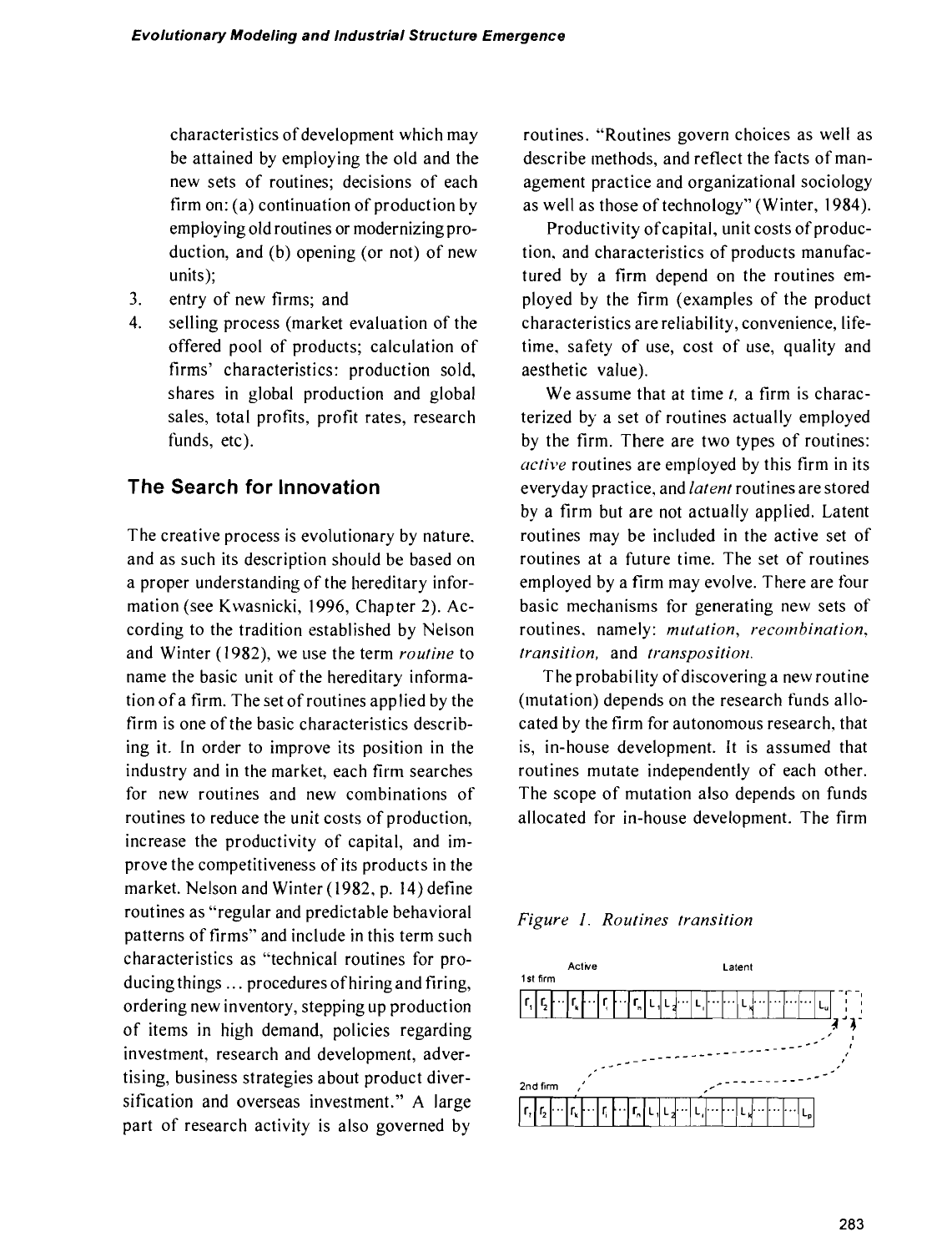characteristics of development which may be attained by employing the old and the new sets of routines; decisions of each firm on: (a) continuation of production by employing old routines or modernizing production, and (b) opening (or not) of new units);

3. entry of new firms; and
4. selling process (market evaluation of the offered pool of products; calculation of firms' characteristics: production sold, shares in global production and global sales, total profits, profit rates, research funds, etc).

## The Search for Innovation

The creative process is evolutionary by nature, and as such its description should be based on a proper understanding of the hereditary information (see Kwasnicki, 1996, Chapter 2). According to the tradition established by Nelson and Winter (1982), we use the term *routine* to name the basic unit of the hereditary information of a firm. The set of routines applied by the firm is one of the basic characteristics describing it. In order to improve its position in the industry and in the market, each firm searches for new routines and new combinations of routines to reduce the unit costs of production, increase the productivity of capital, and improve the competitiveness of its products in the market. Nelson and Winter (1982, p. 14) define routines as "regular and predictable behavioral patterns of firms" and include in this term such characteristics as "technical routines for producing things ... procedures of hiring and firing, ordering new inventory, stepping up production of items in high demand, policies regarding investment, research and development, advertising, business strategies about product diversification and overseas investment." A large part of research activity is also governed by routines. "Routines govern choices as well as describe methods, and reflect the facts of management practice and organizational sociology as well as those of technology" (Winter, 1984).

Productivity of capital, unit costs of production, and characteristics of products manufactured by a firm depend on the routines employed by the firm (examples of the product characteristics are reliability, convenience, lifetime, safety of use, cost of use, quality and aesthetic value).

We assume that at time $t$, a firm is characterized by a set of routines actually employed by the firm. There are two types of routines: *active* routines are employed by this firm in its everyday practice, and *latent* routines are stored by a firm but are not actually applied. Latent routines may be included in the active set of routines at a future time. The set of routines employed by a firm may evolve. There are four basic mechanisms for generating new sets of routines, namely: *mutation*, *recombination*, *transition*, and *transposition*.

The probability of discovering a new routine (mutation) depends on the research funds allocated by the firm for autonomous research, that is, in-house development. It is assumed that routines mutate independently of each other. The scope of mutation also depends on funds allocated for in-house development. The firm

*Figure 1. Routines transition*

Active
Latent
1st firm
$r_1$ $r_2$ ... $r_k$ ... $r_i$ ... $r_n$ $L_1$ $L_2$ ... $L_i$ ... ... $L_k$ ... ... ... $L_u$
2nd firm
$r_1$ $r_2$ ... $r_k$ ... $r_i$ ... $r_n$ $L_1$ $L_2$ ... $L_i$ ... ... $L_k$ ... ... $L_p$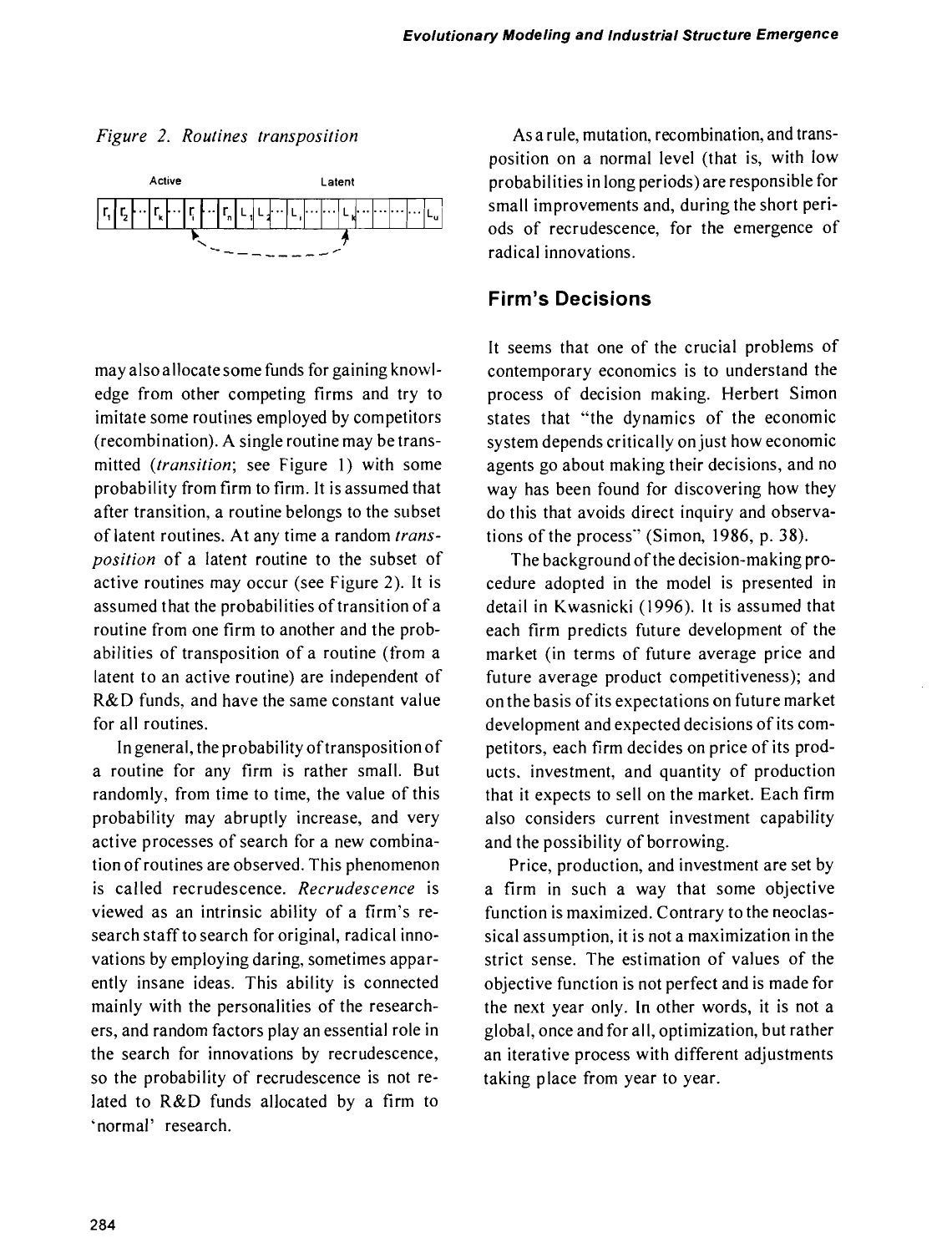*Figure 2. Routines transposition*

Active

Latent

$r_1$ $r_2$ ... $r_k$ ... $r_i$ ... $r_n$ $L_1$ $L_2$ ... $L_i$ ... ... $L_k$ ... ... ... ... $L_u$

may also allocate some funds for gaining knowledge from other competing firms and try to imitate some routines employed by competitors (recombination). A single routine may be transmitted (*transition*; see Figure 1) with some probability from firm to firm. It is assumed that after transition, a routine belongs to the subset of latent routines. At any time a random *transposition* of a latent routine to the subset of active routines may occur (see Figure 2). It is assumed that the probabilities of transition of a routine from one firm to another and the probabilities of transposition of a routine (from a latent to an active routine) are independent of R&D funds, and have the same constant value for all routines.

In general, the probability of transposition of a routine for any firm is rather small. But randomly, from time to time, the value of this probability may abruptly increase, and very active processes of search for a new combination of routines are observed. This phenomenon is called recrudescence. *Recrudescence* is viewed as an intrinsic ability of a firm's research staff to search for original, radical innovations by employing daring, sometimes apparently insane ideas. This ability is connected mainly with the personalities of the researchers, and random factors play an essential role in the search for innovations by recrudescence, so the probability of recrudescence is not related to R&D funds allocated by a firm to 'normal' research.

As a rule, mutation, recombination, and transposition on a normal level (that is, with low probabilities in long periods) are responsible for small improvements and, during the short periods of recrudescence, for the emergence of radical innovations.

## Firm's Decisions

It seems that one of the crucial problems of contemporary economics is to understand the process of decision making. Herbert Simon states that "the dynamics of the economic system depends critically on just how economic agents go about making their decisions, and no way has been found for discovering how they do this that avoids direct inquiry and observations of the process" (Simon, 1986, p. 38).

The background of the decision-making procedure adopted in the model is presented in detail in Kwasnicki (1996). It is assumed that each firm predicts future development of the market (in terms of future average price and future average product competitiveness); and on the basis of its expectations on future market development and expected decisions of its competitors, each firm decides on price of its products, investment, and quantity of production that it expects to sell on the market. Each firm also considers current investment capability and the possibility of borrowing.

Price, production, and investment are set by a firm in such a way that some objective function is maximized. Contrary to the neoclassical assumption, it is not a maximization in the strict sense. The estimation of values of the objective function is not perfect and is made for the next year only. In other words, it is not a global, once and for all, optimization, but rather an iterative process with different adjustments taking place from year to year.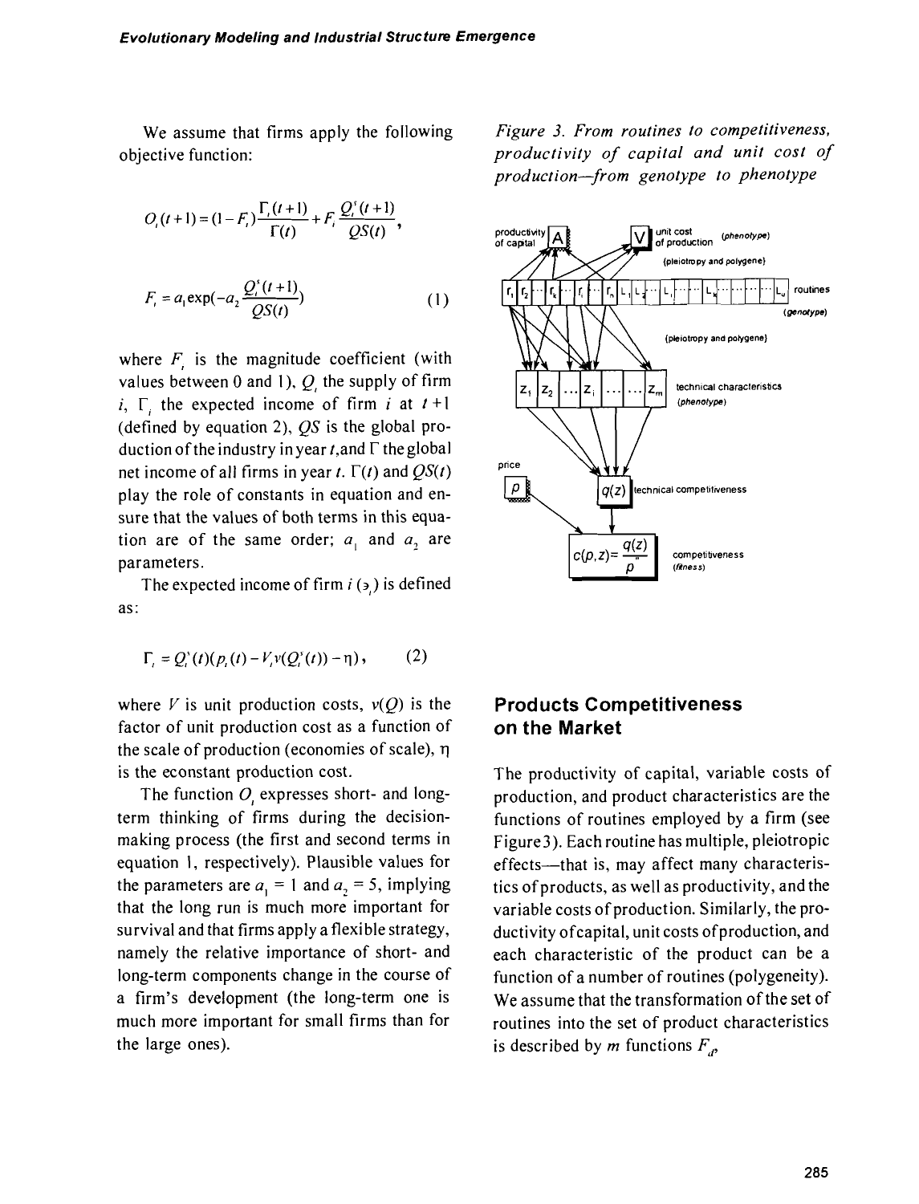We assume that firms apply the following objective function:

$$O_i(t+1) = (1 - F_i)\frac{\Gamma_i(t+1)}{\Gamma(t)} + F_i\frac{Q_i^s(t+1)}{QS(t)},$$

$$F_i = a_1 \exp(-a_2 \frac{Q_i^s(t+1)}{QS(t)}) \tag{1}$$

where $F_i$ is the magnitude coefficient (with values between 0 and 1), $Q_i$ the supply of firm $i$, $\Gamma_i$ the expected income of firm $i$ at $t+1$ (defined by equation 2), $QS$ is the global production of the industry in year $t$, and $\Gamma$ the global net income of all firms in year $t$. $\Gamma(t)$ and $QS(t)$ play the role of constants in equation and ensure that the values of both terms in this equation are of the same order; $a_1$ and $a_2$ are parameters.

The expected income of firm $i$ ($\Gamma_i$) is defined as:

$$\Gamma_i = Q_i^s(t)(p_i(t) - V_i v(Q_i^s(t)) - \eta), \tag{2}$$

where $V$ is unit production costs, $v(Q)$ is the factor of unit production cost as a function of the scale of production (economies of scale), $\eta$ is the econstant production cost.

The function $O_i$ expresses short- and long-term thinking of firms during the decision-making process (the first and second terms in equation 1, respectively). Plausible values for the parameters are $a_1 = 1$ and $a_2 = 5$, implying that the long run is much more important for survival and that firms apply a flexible strategy, namely the relative importance of short- and long-term components change in the course of a firm's development (the long-term one is much more important for small firms than for the large ones).

*Figure 3. From routines to competitiveness, productivity of capital and unit cost of production—from genotype to phenotype*

## Products Competitiveness on the Market

The productivity of capital, variable costs of production, and product characteristics are the functions of routines employed by a firm (see Figure 3). Each routine has multiple, pleiotropic effects—that is, may affect many characteristics of products, as well as productivity, and the variable costs of production. Similarly, the productivity of capital, unit costs of production, and each characteristic of the product can be a function of a number of routines (polygeneity). We assume that the transformation of the set of routines into the set of product characteristics is described by $m$ functions $F_d$,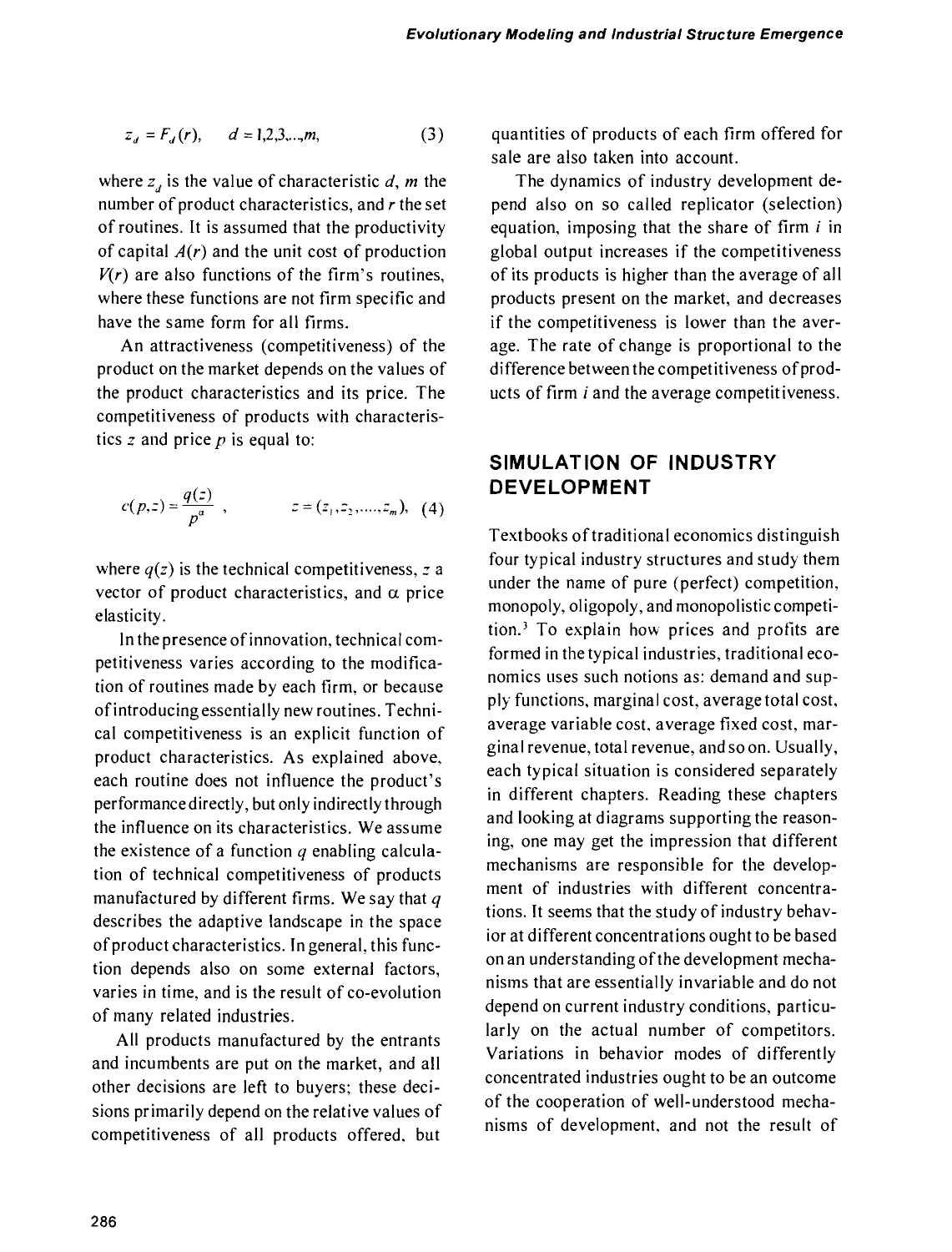$$z_d = F_d(r), \qquad d = 1,2,3,\ldots,m, \qquad (3)$$

where $z_d$ is the value of characteristic $d$, $m$ the number of product characteristics, and $r$ the set of routines. It is assumed that the productivity of capital $A(r)$ and the unit cost of production $V(r)$ are also functions of the firm's routines, where these functions are not firm specific and have the same form for all firms.

An attractiveness (competitiveness) of the product on the market depends on the values of the product characteristics and its price. The competitiveness of products with characteristics $z$ and price $p$ is equal to:

$$c(p,z) = \frac{q(z)}{p^{\alpha}}, \qquad z = (z_1, z_2, \ldots, z_m), \quad (4)$$

where $q(z)$ is the technical competitiveness, $z$ a vector of product characteristics, and $\alpha$ price elasticity.

In the presence of innovation, technical competitiveness varies according to the modification of routines made by each firm, or because of introducing essentially new routines. Technical competitiveness is an explicit function of product characteristics. As explained above, each routine does not influence the product's performance directly, but only indirectly through the influence on its characteristics. We assume the existence of a function $q$ enabling calculation of technical competitiveness of products manufactured by different firms. We say that $q$ describes the adaptive landscape in the space of product characteristics. In general, this function depends also on some external factors, varies in time, and is the result of co-evolution of many related industries.

All products manufactured by the entrants and incumbents are put on the market, and all other decisions are left to buyers; these decisions primarily depend on the relative values of competitiveness of all products offered, but quantities of products of each firm offered for sale are also taken into account.

The dynamics of industry development depend also on so called replicator (selection) equation, imposing that the share of firm $i$ in global output increases if the competitiveness of its products is higher than the average of all products present on the market, and decreases if the competitiveness is lower than the average. The rate of change is proportional to the difference between the competitiveness of products of firm $i$ and the average competitiveness.

## SIMULATION OF INDUSTRY DEVELOPMENT

Textbooks of traditional economics distinguish four typical industry structures and study them under the name of pure (perfect) competition, monopoly, oligopoly, and monopolistic competition.[3] To explain how prices and profits are formed in the typical industries, traditional economics uses such notions as: demand and supply functions, marginal cost, average total cost, average variable cost, average fixed cost, marginal revenue, total revenue, and so on. Usually, each typical situation is considered separately in different chapters. Reading these chapters and looking at diagrams supporting the reasoning, one may get the impression that different mechanisms are responsible for the development of industries with different concentrations. It seems that the study of industry behavior at different concentrations ought to be based on an understanding of the development mechanisms that are essentially invariable and do not depend on current industry conditions, particularly on the actual number of competitors. Variations in behavior modes of differently concentrated industries ought to be an outcome of the cooperation of well-understood mechanisms of development, and not the result of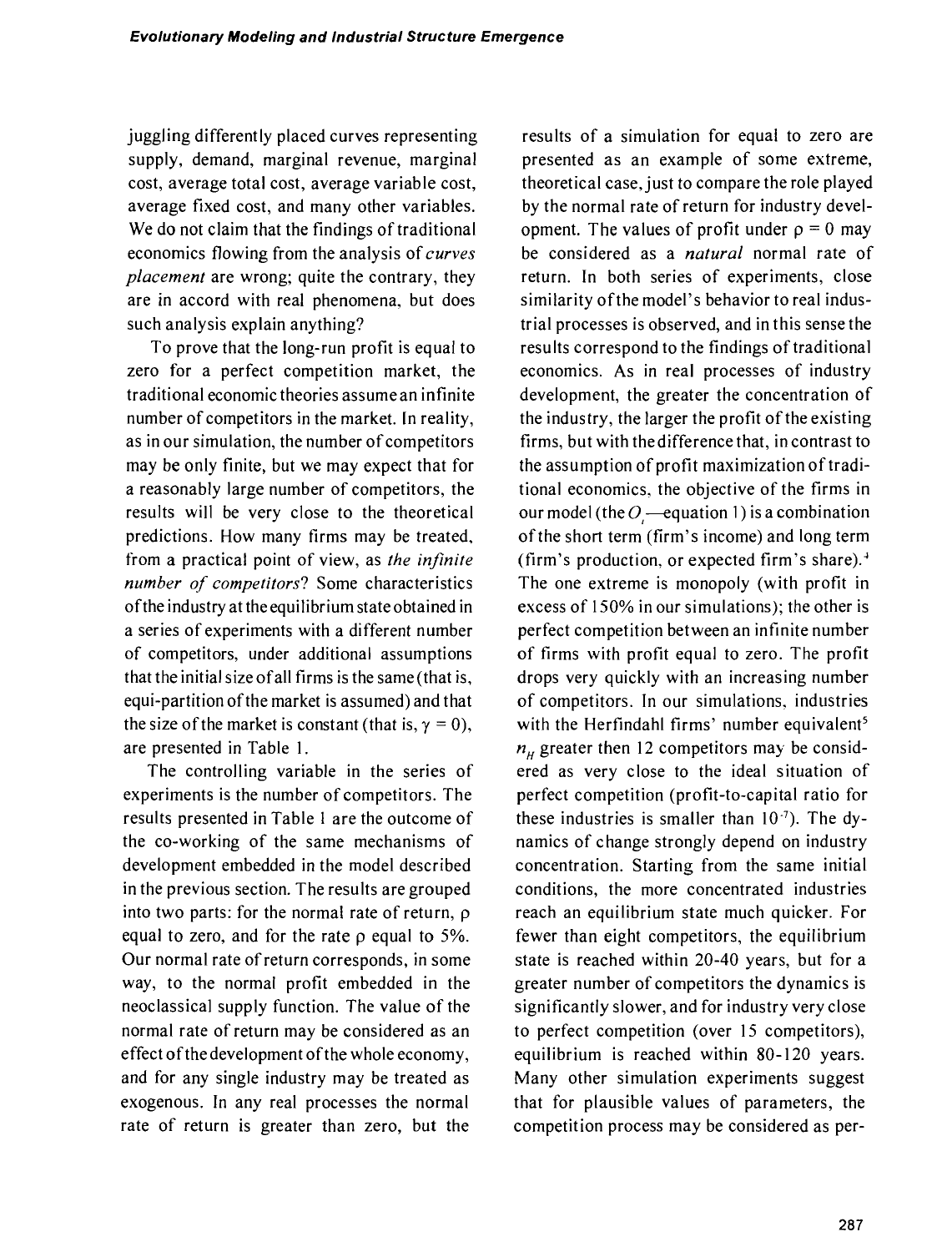juggling differently placed curves representing supply, demand, marginal revenue, marginal cost, average total cost, average variable cost, average fixed cost, and many other variables. We do not claim that the findings of traditional economics flowing from the analysis of *curves placement* are wrong; quite the contrary, they are in accord with real phenomena, but does such analysis explain anything?

To prove that the long-run profit is equal to zero for a perfect competition market, the traditional economic theories assume an infinite number of competitors in the market. In reality, as in our simulation, the number of competitors may be only finite, but we may expect that for a reasonably large number of competitors, the results will be very close to the theoretical predictions. How many firms may be treated, from a practical point of view, as *the infinite number of competitors*? Some characteristics of the industry at the equilibrium state obtained in a series of experiments with a different number of competitors, under additional assumptions that the initial size of all firms is the same (that is, equi-partition of the market is assumed) and that the size of the market is constant (that is, $\gamma = 0$), are presented in Table 1.

The controlling variable in the series of experiments is the number of competitors. The results presented in Table 1 are the outcome of the co-working of the same mechanisms of development embedded in the model described in the previous section. The results are grouped into two parts: for the normal rate of return, $\rho$ equal to zero, and for the rate $\rho$ equal to 5%. Our normal rate of return corresponds, in some way, to the normal profit embedded in the neoclassical supply function. The value of the normal rate of return may be considered as an effect of the development of the whole economy, and for any single industry may be treated as exogenous. In any real processes the normal rate of return is greater than zero, but the results of a simulation for equal to zero are presented as an example of some extreme, theoretical case, just to compare the role played by the normal rate of return for industry development. The values of profit under $\rho = 0$ may be considered as a *natural* normal rate of return. In both series of experiments, close similarity of the model's behavior to real industrial processes is observed, and in this sense the results correspond to the findings of traditional economics. As in real processes of industry development, the greater the concentration of the industry, the larger the profit of the existing firms, but with the difference that, in contrast to the assumption of profit maximization of traditional economics, the objective of the firms in our model (the $O_i$—equation 1) is a combination of the short term (firm's income) and long term (firm's production, or expected firm's share).[4] The one extreme is monopoly (with profit in excess of 150% in our simulations); the other is perfect competition between an infinite number of firms with profit equal to zero. The profit drops very quickly with an increasing number of competitors. In our simulations, industries with the Herfindahl firms' number equivalent[5] $n_H$ greater then 12 competitors may be considered as very close to the ideal situation of perfect competition (profit-to-capital ratio for these industries is smaller than $10^{-7}$). The dynamics of change strongly depend on industry concentration. Starting from the same initial conditions, the more concentrated industries reach an equilibrium state much quicker. For fewer than eight competitors, the equilibrium state is reached within 20-40 years, but for a greater number of competitors the dynamics is significantly slower, and for industry very close to perfect competition (over 15 competitors), equilibrium is reached within 80-120 years. Many other simulation experiments suggest that for plausible values of parameters, the competition process may be considered as per-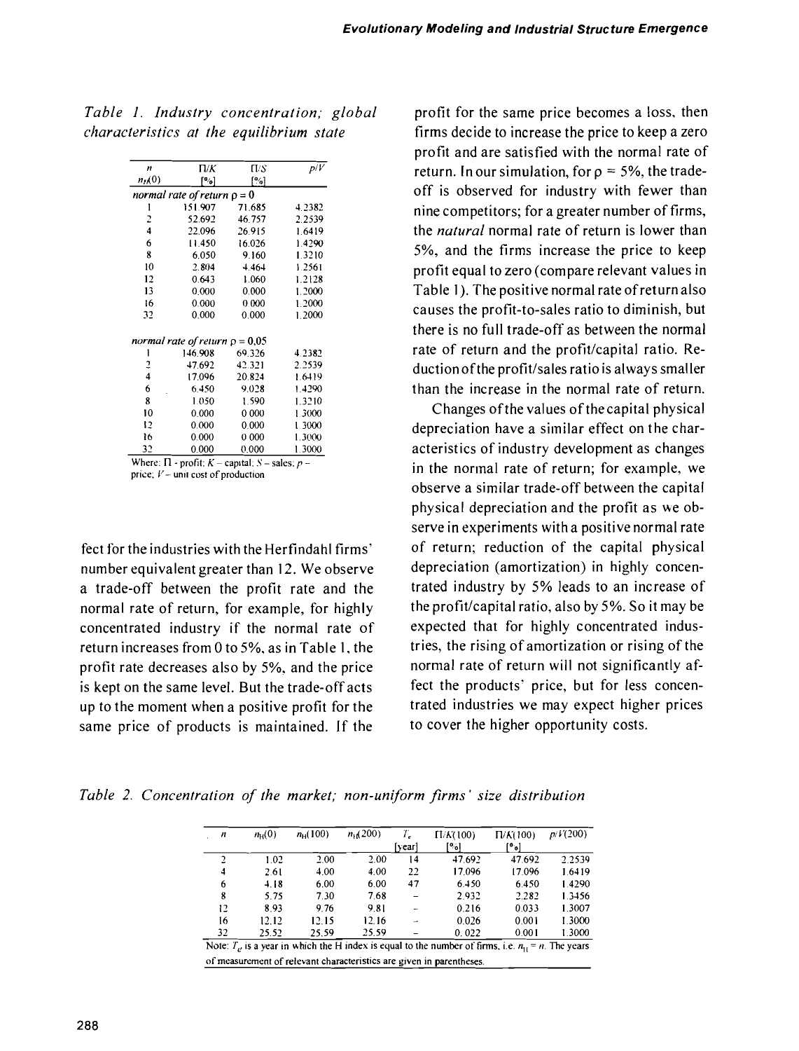*Table 1. Industry concentration; global characteristics at the equilibrium state*

| $n$ $n_H(0)$ | $\Pi/K$ [%] | $\Pi/S$ [%] | $p/V$ |
|---|---|---|---|
| *normal rate of return* $\rho = 0$ | | | |
| 1 | 151.907 | 71.685 | 4.2382 |
| 2 | 52.692 | 46.757 | 2.2539 |
| 4 | 22.096 | 26.915 | 1.6419 |
| 6 | 11.450 | 16.026 | 1.4290 |
| 8 | 6.050 | 9.160 | 1.3210 |
| 10 | 2.804 | 4.464 | 1.2561 |
| 12 | 0.643 | 1.060 | 1.2128 |
| 13 | 0.000 | 0.000 | 1.2000 |
| 16 | 0.000 | 0.000 | 1.2000 |
| 32 | 0.000 | 0.000 | 1.2000 |
| *normal rate of return* $\rho = 0{,}05$ | | | |
| 1 | 146.908 | 69.326 | 4.2382 |
| 2 | 47.692 | 42.321 | 2.2539 |
| 4 | 17.096 | 20.824 | 1.6419 |
| 6 | 6.450 | 9.028 | 1.4290 |
| 8 | 1.050 | 1.590 | 1.3210 |
| 10 | 0.000 | 0.000 | 1.3000 |
| 12 | 0.000 | 0.000 | 1.3000 |
| 16 | 0.000 | 0.000 | 1.3000 |
| 32 | 0.000 | 0.000 | 1.3000 |

Where: $\Pi$ - profit; $K$ – capital; $S$ – sales; $p$ – price; $V$ – unit cost of production

fect for the industries with the Herfindahl firms' number equivalent greater than 12. We observe a trade-off between the profit rate and the normal rate of return, for example, for highly concentrated industry if the normal rate of return increases from 0 to 5%, as in Table 1, the profit rate decreases also by 5%, and the price is kept on the same level. But the trade-off acts up to the moment when a positive profit for the same price of products is maintained. If the profit for the same price becomes a loss, then firms decide to increase the price to keep a zero profit and are satisfied with the normal rate of return. In our simulation, for $\rho = 5\%$, the trade-off is observed for industry with fewer than nine competitors; for a greater number of firms, the *natural* normal rate of return is lower than 5%, and the firms increase the price to keep profit equal to zero (compare relevant values in Table 1). The positive normal rate of return also causes the profit-to-sales ratio to diminish, but there is no full trade-off as between the normal rate of return and the profit/capital ratio. Reduction of the profit/sales ratio is always smaller than the increase in the normal rate of return.

Changes of the values of the capital physical depreciation have a similar effect on the characteristics of industry development as changes in the normal rate of return; for example, we observe a similar trade-off between the capital physical depreciation and the profit as we observe in experiments with a positive normal rate of return; reduction of the capital physical depreciation (amortization) in highly concentrated industry by 5% leads to an increase of the profit/capital ratio, also by 5%. So it may be expected that for highly concentrated industries, the rising of amortization or rising of the normal rate of return will not significantly affect the products' price, but for less concentrated industries we may expect higher prices to cover the higher opportunity costs.

*Table 2. Concentration of the market; non-uniform firms' size distribution*

| $n$ | $n_H(0)$ | $n_H(100)$ | $n_H(200)$ | $T_e$ [year] | $\Pi/K(100)$ [%] | $\Pi/K(100)$ [%] | $p/V(200)$ |
|---|---|---|---|---|---|---|---|
| 2 | 1.02 | 2.00 | 2.00 | 14 | 47.692 | 47.692 | 2.2539 |
| 4 | 2.61 | 4.00 | 4.00 | 22 | 17.096 | 17.096 | 1.6419 |
| 6 | 4.18 | 6.00 | 6.00 | 47 | 6.450 | 6.450 | 1.4290 |
| 8 | 5.75 | 7.30 | 7.68 | – | 2.932 | 2.282 | 1.3456 |
| 12 | 8.93 | 9.76 | 9.81 | – | 0.216 | 0.033 | 1.3007 |
| 16 | 12.12 | 12.15 | 12.16 | – | 0.026 | 0.001 | 1.3000 |
| 32 | 25.52 | 25.59 | 25.59 | – | 0. 022 | 0.001 | 1.3000 |

Note: $T_e$ is a year in which the H index is equal to the number of firms, i.e. $n_H = n$. The years of measurement of relevant characteristics are given in parentheses.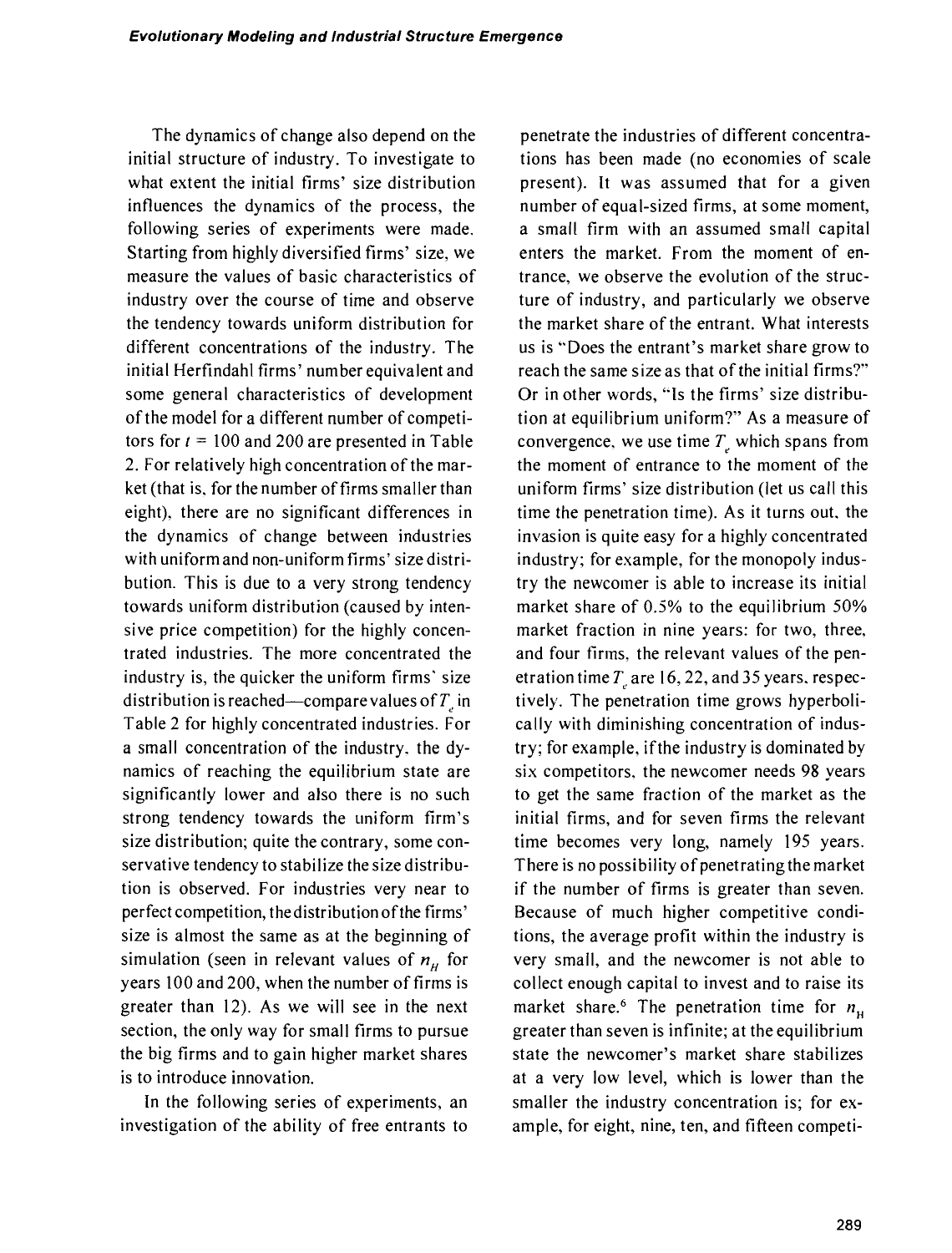The dynamics of change also depend on the initial structure of industry. To investigate to what extent the initial firms' size distribution influences the dynamics of the process, the following series of experiments were made. Starting from highly diversified firms' size, we measure the values of basic characteristics of industry over the course of time and observe the tendency towards uniform distribution for different concentrations of the industry. The initial Herfindahl firms' number equivalent and some general characteristics of development of the model for a different number of competitors for $t = 100$ and 200 are presented in Table 2. For relatively high concentration of the market (that is, for the number of firms smaller than eight), there are no significant differences in the dynamics of change between industries with uniform and non-uniform firms' size distribution. This is due to a very strong tendency towards uniform distribution (caused by intensive price competition) for the highly concentrated industries. The more concentrated the industry is, the quicker the uniform firms' size distribution is reached—compare values of $T_e$ in Table 2 for highly concentrated industries. For a small concentration of the industry, the dynamics of reaching the equilibrium state are significantly lower and also there is no such strong tendency towards the uniform firm's size distribution; quite the contrary, some conservative tendency to stabilize the size distribution is observed. For industries very near to perfect competition, the distribution of the firms' size is almost the same as at the beginning of simulation (seen in relevant values of $n_H$ for years 100 and 200, when the number of firms is greater than 12). As we will see in the next section, the only way for small firms to pursue the big firms and to gain higher market shares is to introduce innovation.

In the following series of experiments, an investigation of the ability of free entrants to penetrate the industries of different concentrations has been made (no economies of scale present). It was assumed that for a given number of equal-sized firms, at some moment, a small firm with an assumed small capital enters the market. From the moment of entrance, we observe the evolution of the structure of industry, and particularly we observe the market share of the entrant. What interests us is "Does the entrant's market share grow to reach the same size as that of the initial firms?" Or in other words, "Is the firms' size distribution at equilibrium uniform?" As a measure of convergence, we use time $T_e$ which spans from the moment of entrance to the moment of the uniform firms' size distribution (let us call this time the penetration time). As it turns out, the invasion is quite easy for a highly concentrated industry; for example, for the monopoly industry the newcomer is able to increase its initial market share of 0.5% to the equilibrium 50% market fraction in nine years: for two, three, and four firms, the relevant values of the penetration time $T_e$ are 16, 22, and 35 years, respectively. The penetration time grows hyperbolically with diminishing concentration of industry; for example, if the industry is dominated by six competitors, the newcomer needs 98 years to get the same fraction of the market as the initial firms, and for seven firms the relevant time becomes very long, namely 195 years. There is no possibility of penetrating the market if the number of firms is greater than seven. Because of much higher competitive conditions, the average profit within the industry is very small, and the newcomer is not able to collect enough capital to invest and to raise its market share.[6] The penetration time for $n_H$ greater than seven is infinite; at the equilibrium state the newcomer's market share stabilizes at a very low level, which is lower than the smaller the industry concentration is; for example, for eight, nine, ten, and fifteen competi-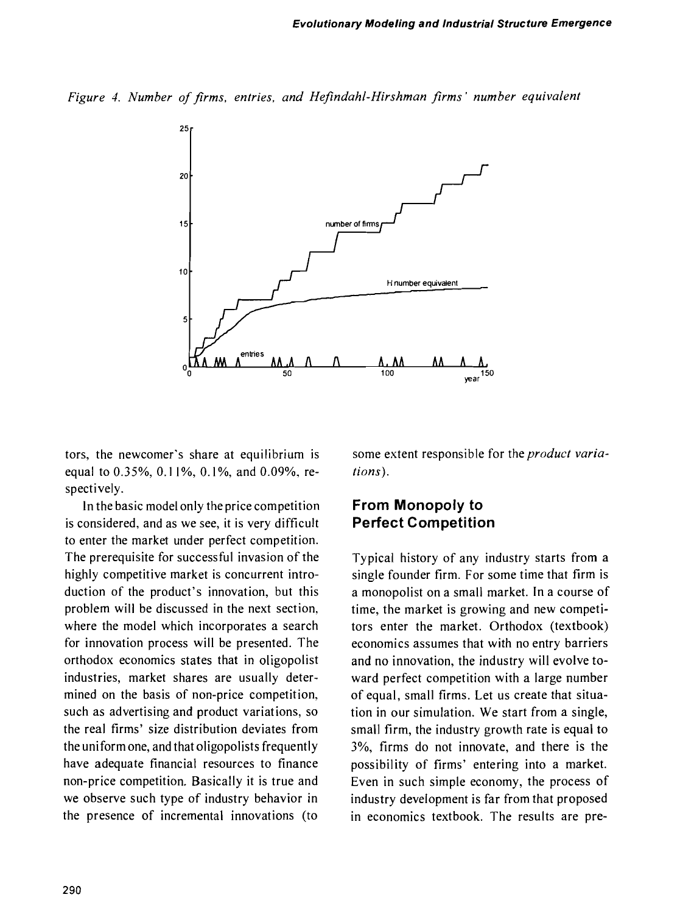*Figure 4. Number of firms, entries, and Hefindahl-Hirshman firms' number equivalent*

25
20
15
10
5
0
0
50
100
150
year
number of firms
H number equivalent
entries

tors, the newcomer's share at equilibrium is equal to 0.35%, 0.11%, 0.1%, and 0.09%, respectively.

In the basic model only the price competition is considered, and as we see, it is very difficult to enter the market under perfect competition. The prerequisite for successful invasion of the highly competitive market is concurrent introduction of the product's innovation, but this problem will be discussed in the next section, where the model which incorporates a search for innovation process will be presented. The orthodox economics states that in oligopolist industries, market shares are usually determined on the basis of non-price competition, such as advertising and product variations, so the real firms' size distribution deviates from the uniform one, and that oligopolists frequently have adequate financial resources to finance non-price competition. Basically it is true and we observe such type of industry behavior in the presence of incremental innovations (to some extent responsible for the *product variations*).

## From Monopoly to Perfect Competition

Typical history of any industry starts from a single founder firm. For some time that firm is a monopolist on a small market. In a course of time, the market is growing and new competitors enter the market. Orthodox (textbook) economics assumes that with no entry barriers and no innovation, the industry will evolve toward perfect competition with a large number of equal, small firms. Let us create that situation in our simulation. We start from a single, small firm, the industry growth rate is equal to 3%, firms do not innovate, and there is the possibility of firms' entering into a market. Even in such simple economy, the process of industry development is far from that proposed in economics textbook. The results are pre-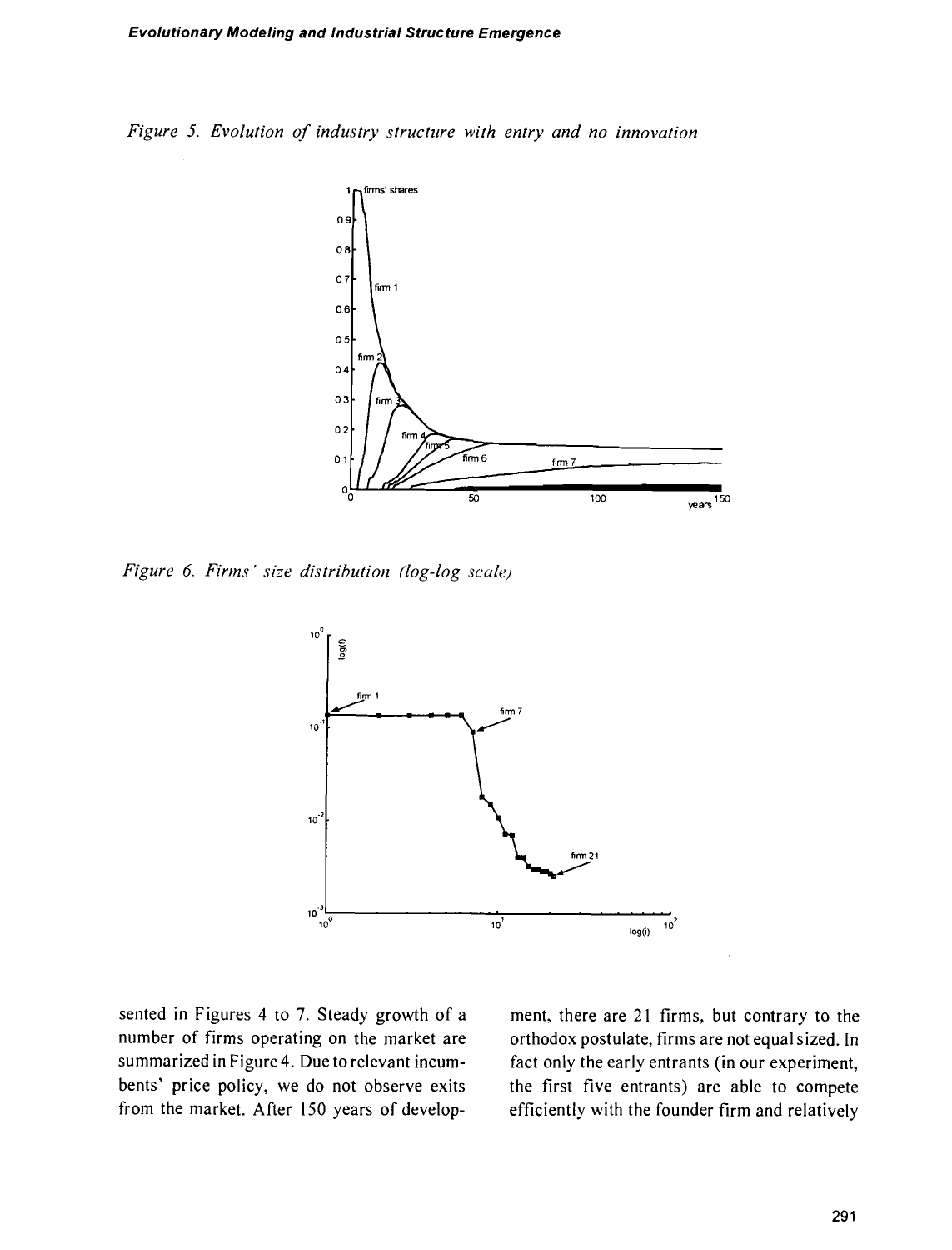*Figure 5. Evolution of industry structure with entry and no innovation*

*Figure 6. Firms' size distribution (log-log scale)*

sented in Figures 4 to 7. Steady growth of a number of firms operating on the market are summarized in Figure 4. Due to relevant incumbents' price policy, we do not observe exits from the market. After 150 years of development, there are 21 firms, but contrary to the orthodox postulate, firms are not equal sized. In fact only the early entrants (in our experiment, the first five entrants) are able to compete efficiently with the founder firm and relatively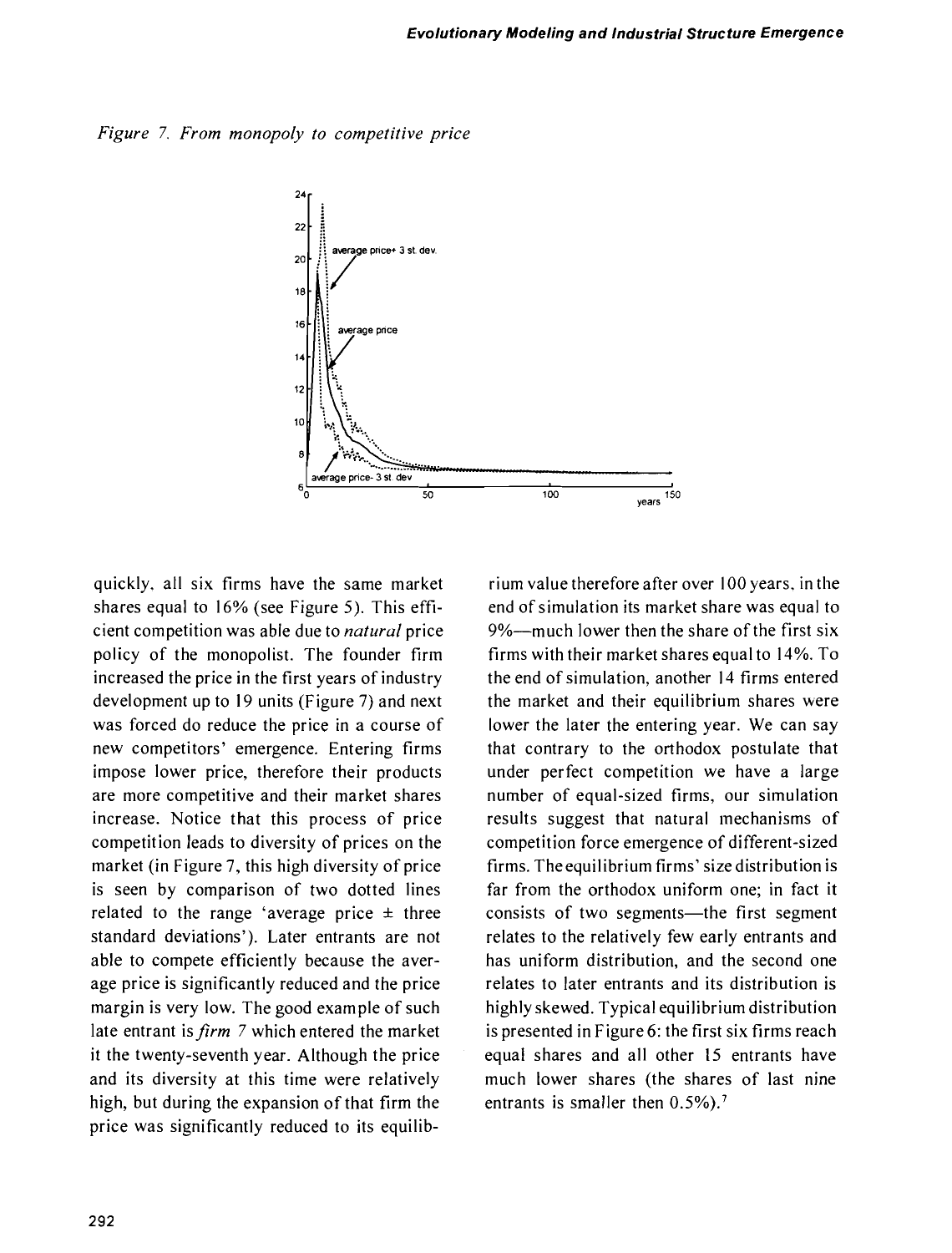*Figure 7. From monopoly to competitive price*

quickly, all six firms have the same market shares equal to 16% (see Figure 5). This efficient competition was able due to *natural* price policy of the monopolist. The founder firm increased the price in the first years of industry development up to 19 units (Figure 7) and next was forced do reduce the price in a course of new competitors' emergence. Entering firms impose lower price, therefore their products are more competitive and their market shares increase. Notice that this process of price competition leads to diversity of prices on the market (in Figure 7, this high diversity of price is seen by comparison of two dotted lines related to the range 'average price ± three standard deviations'). Later entrants are not able to compete efficiently because the average price is significantly reduced and the price margin is very low. The good example of such late entrant is *firm 7* which entered the market it the twenty-seventh year. Although the price and its diversity at this time were relatively high, but during the expansion of that firm the price was significantly reduced to its equilibrium value therefore after over 100 years, in the end of simulation its market share was equal to 9%—much lower then the share of the first six firms with their market shares equal to 14%. To the end of simulation, another 14 firms entered the market and their equilibrium shares were lower the later the entering year. We can say that contrary to the orthodox postulate that under perfect competition we have a large number of equal-sized firms, our simulation results suggest that natural mechanisms of competition force emergence of different-sized firms. The equilibrium firms' size distribution is far from the orthodox uniform one; in fact it consists of two segments—the first segment relates to the relatively few early entrants and has uniform distribution, and the second one relates to later entrants and its distribution is highly skewed. Typical equilibrium distribution is presented in Figure 6: the first six firms reach equal shares and all other 15 entrants have much lower shares (the shares of last nine entrants is smaller then 0.5%).[7]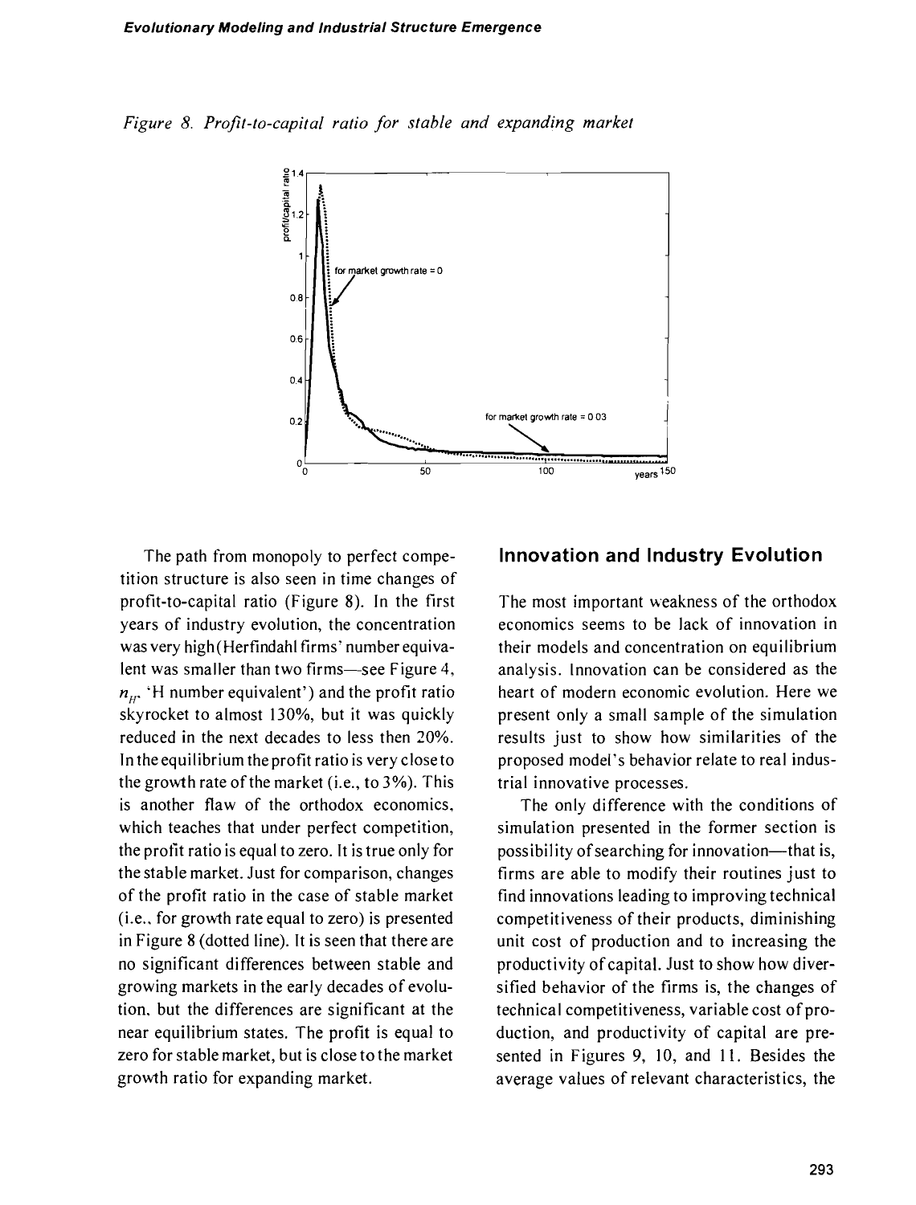*Figure 8. Profit-to-capital ratio for stable and expanding market*

The path from monopoly to perfect competition structure is also seen in time changes of profit-to-capital ratio (Figure 8). In the first years of industry evolution, the concentration was very high (Herfindahl firms' number equivalent was smaller than two firms—see Figure 4, $n_H$, 'H number equivalent') and the profit ratio skyrocket to almost 130%, but it was quickly reduced in the next decades to less then 20%. In the equilibrium the profit ratio is very close to the growth rate of the market (i.e., to 3%). This is another flaw of the orthodox economics, which teaches that under perfect competition, the profit ratio is equal to zero. It is true only for the stable market. Just for comparison, changes of the profit ratio in the case of stable market (i.e., for growth rate equal to zero) is presented in Figure 8 (dotted line). It is seen that there are no significant differences between stable and growing markets in the early decades of evolution, but the differences are significant at the near equilibrium states. The profit is equal to zero for stable market, but is close to the market growth ratio for expanding market.

## Innovation and Industry Evolution

The most important weakness of the orthodox economics seems to be lack of innovation in their models and concentration on equilibrium analysis. Innovation can be considered as the heart of modern economic evolution. Here we present only a small sample of the simulation results just to show how similarities of the proposed model's behavior relate to real industrial innovative processes.

The only difference with the conditions of simulation presented in the former section is possibility of searching for innovation—that is, firms are able to modify their routines just to find innovations leading to improving technical competitiveness of their products, diminishing unit cost of production and to increasing the productivity of capital. Just to show how diversified behavior of the firms is, the changes of technical competitiveness, variable cost of production, and productivity of capital are presented in Figures 9, 10, and 11. Besides the average values of relevant characteristics, the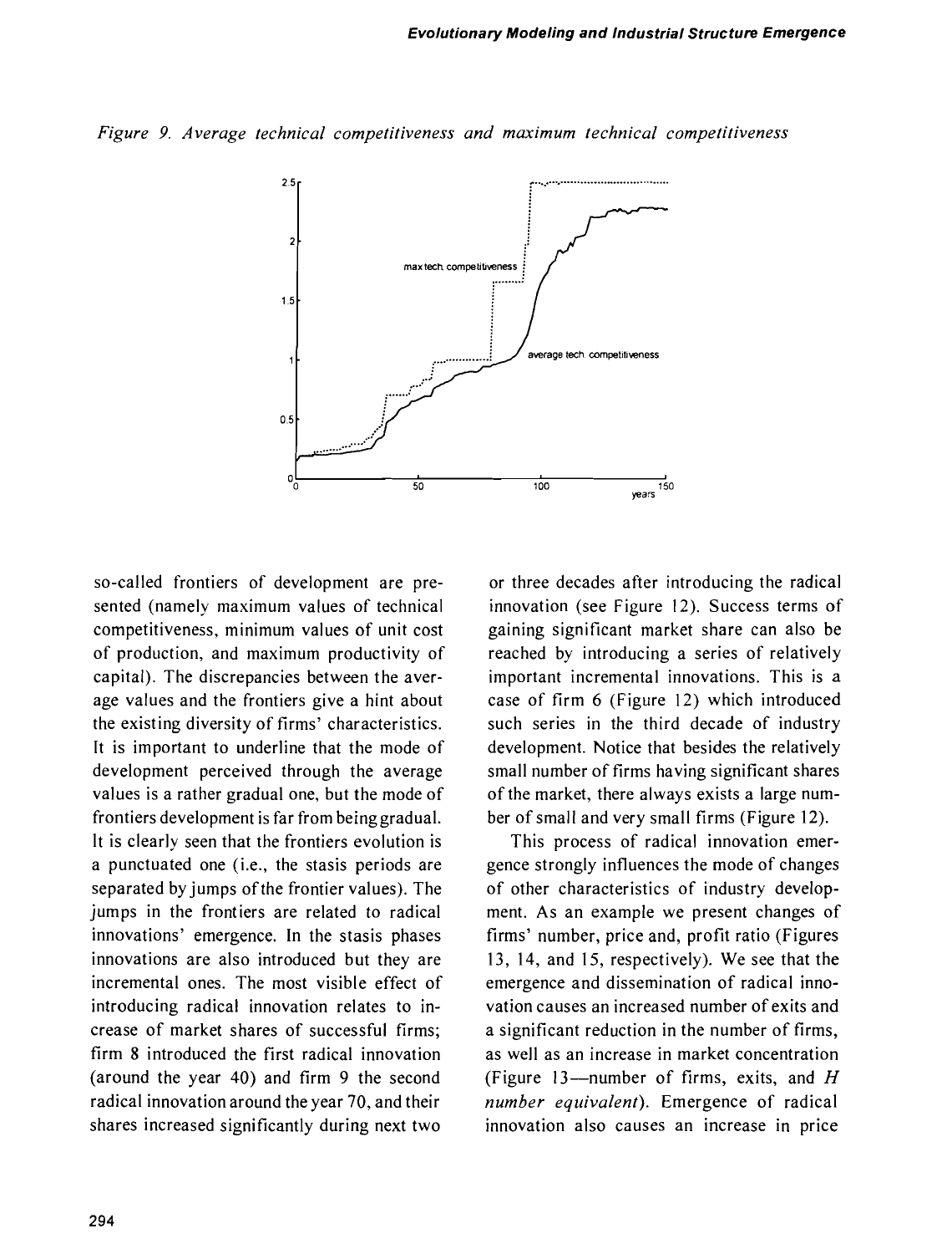*Figure 9. Average technical competitiveness and maximum technical competitiveness*

so-called frontiers of development are presented (namely maximum values of technical competitiveness, minimum values of unit cost of production, and maximum productivity of capital). The discrepancies between the average values and the frontiers give a hint about the existing diversity of firms' characteristics. It is important to underline that the mode of development perceived through the average values is a rather gradual one, but the mode of frontiers development is far from being gradual. It is clearly seen that the frontiers evolution is a punctuated one (i.e., the stasis periods are separated by jumps of the frontier values). The jumps in the frontiers are related to radical innovations' emergence. In the stasis phases innovations are also introduced but they are incremental ones. The most visible effect of introducing radical innovation relates to increase of market shares of successful firms; firm 8 introduced the first radical innovation (around the year 40) and firm 9 the second radical innovation around the year 70, and their shares increased significantly during next two or three decades after introducing the radical innovation (see Figure 12). Success terms of gaining significant market share can also be reached by introducing a series of relatively important incremental innovations. This is a case of firm 6 (Figure 12) which introduced such series in the third decade of industry development. Notice that besides the relatively small number of firms having significant shares of the market, there always exists a large number of small and very small firms (Figure 12).

This process of radical innovation emergence strongly influences the mode of changes of other characteristics of industry development. As an example we present changes of firms' number, price and, profit ratio (Figures 13, 14, and 15, respectively). We see that the emergence and dissemination of radical innovation causes an increased number of exits and a significant reduction in the number of firms, as well as an increase in market concentration (Figure 13—number of firms, exits, and *H number equivalent*). Emergence of radical innovation also causes an increase in price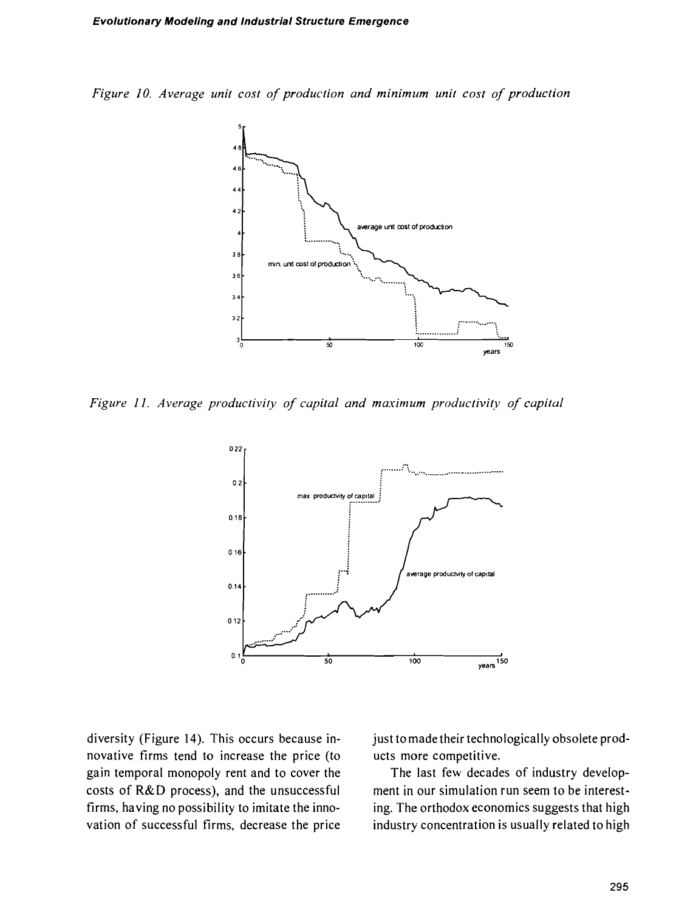*Figure 10. Average unit cost of production and minimum unit cost of production*

*Figure 11. Average productivity of capital and maximum productivity of capital*

diversity (Figure 14). This occurs because innovative firms tend to increase the price (to gain temporal monopoly rent and to cover the costs of R&D process), and the unsuccessful firms, having no possibility to imitate the innovation of successful firms, decrease the price just to made their technologically obsolete products more competitive.

The last few decades of industry development in our simulation run seem to be interesting. The orthodox economics suggests that high industry concentration is usually related to high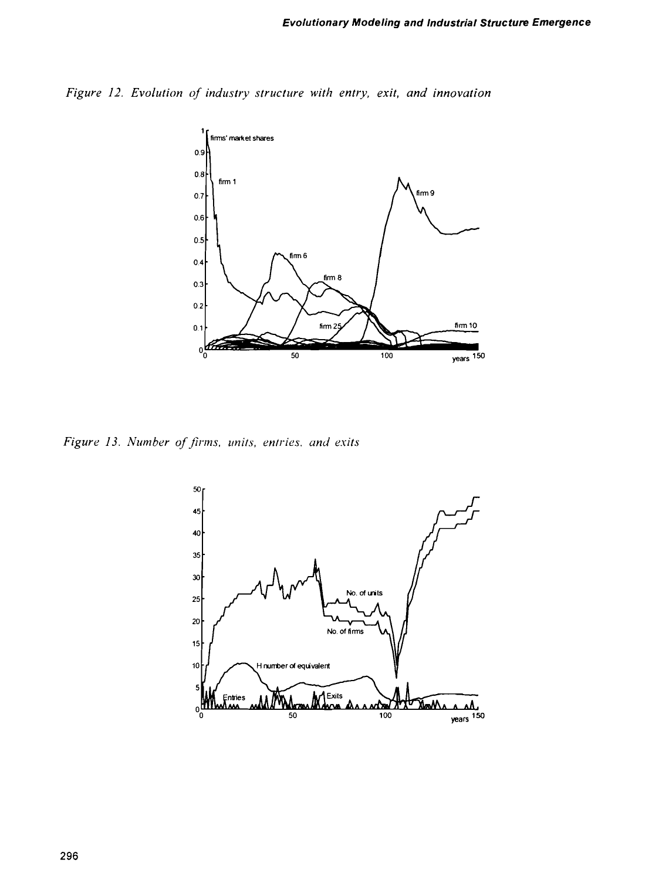*Figure 12. Evolution of industry structure with entry, exit, and innovation*

*Figure 13. Number of firms, units, entries, and exits*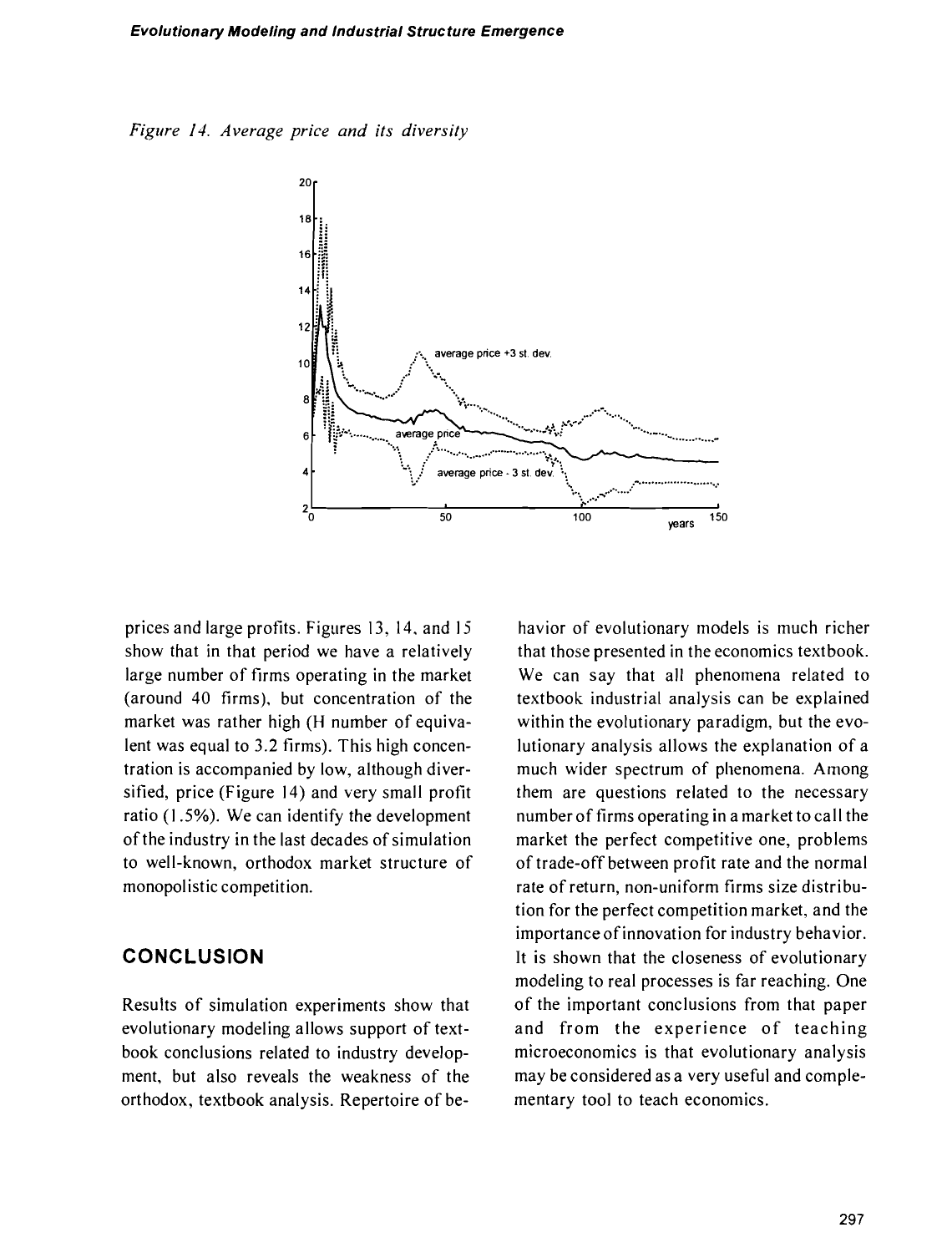*Figure 14. Average price and its diversity*

prices and large profits. Figures 13, 14, and 15 show that in that period we have a relatively large number of firms operating in the market (around 40 firms), but concentration of the market was rather high (H number of equivalent was equal to 3.2 firms). This high concentration is accompanied by low, although diversified, price (Figure 14) and very small profit ratio (1.5%). We can identify the development of the industry in the last decades of simulation to well-known, orthodox market structure of monopolistic competition.

## CONCLUSION

Results of simulation experiments show that evolutionary modeling allows support of textbook conclusions related to industry development, but also reveals the weakness of the orthodox, textbook analysis. Repertoire of behavior of evolutionary models is much richer that those presented in the economics textbook. We can say that all phenomena related to textbook industrial analysis can be explained within the evolutionary paradigm, but the evolutionary analysis allows the explanation of a much wider spectrum of phenomena. Among them are questions related to the necessary number of firms operating in a market to call the market the perfect competitive one, problems of trade-off between profit rate and the normal rate of return, non-uniform firms size distribution for the perfect competition market, and the importance of innovation for industry behavior. It is shown that the closeness of evolutionary modeling to real processes is far reaching. One of the important conclusions from that paper and from the experience of teaching microeconomics is that evolutionary analysis may be considered as a very useful and complementary tool to teach economics.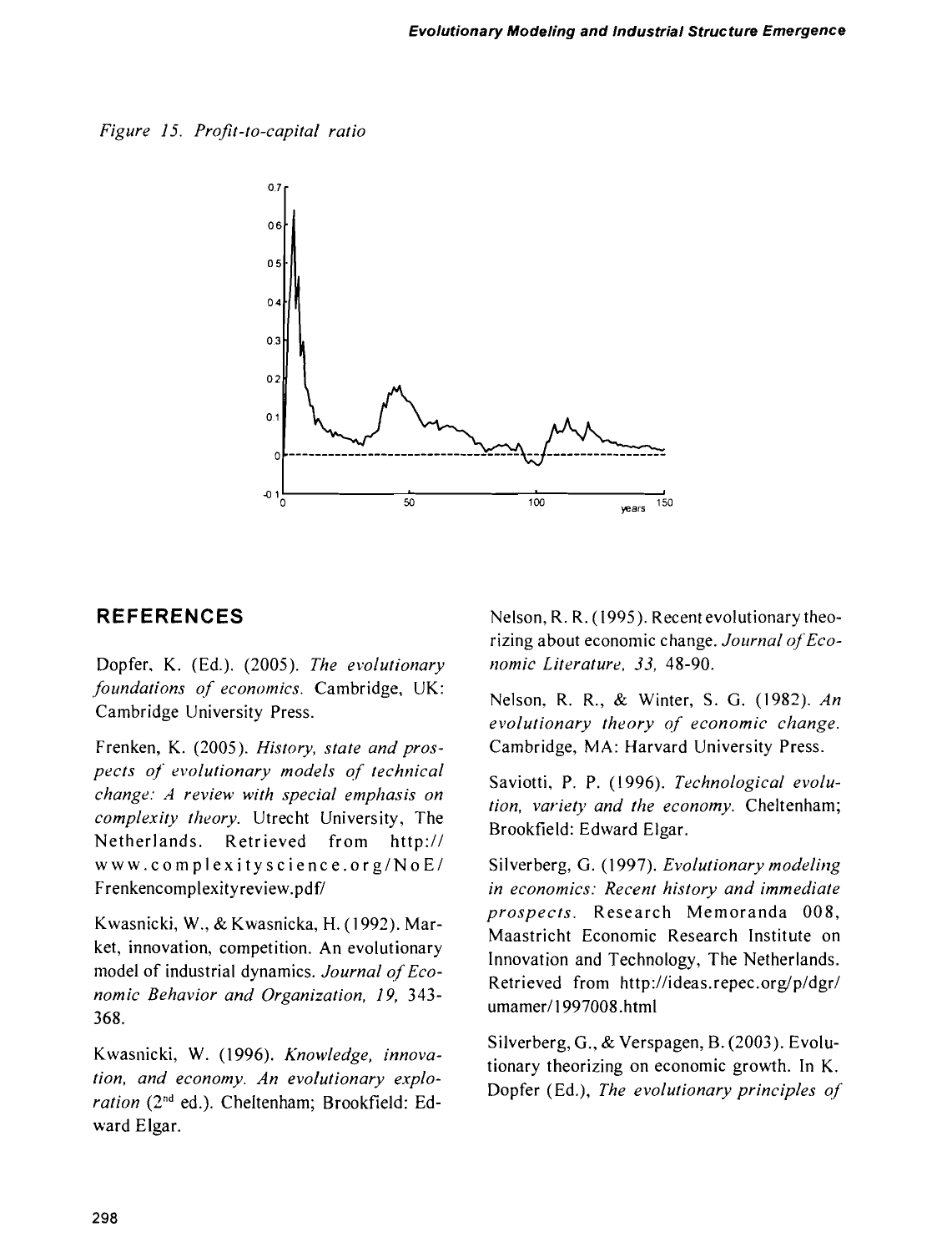*Figure 15. Profit-to-capital ratio*

## REFERENCES

Dopfer, K. (Ed.). (2005). *The evolutionary foundations of economics*. Cambridge, UK: Cambridge University Press.

Frenken, K. (2005). *History, state and prospects of evolutionary models of technical change: A review with special emphasis on complexity theory*. Utrecht University, The Netherlands. Retrieved from http://www.complexityscience.org/NoE/Frenkencomplexityreview.pdf/

Kwasnicki, W., & Kwasnicka, H. (1992). Market, innovation, competition. An evolutionary model of industrial dynamics. *Journal of Economic Behavior and Organization, 19*, 343-368.

Kwasnicki, W. (1996). *Knowledge, innovation, and economy. An evolutionary exploration* (2nd ed.). Cheltenham; Brookfield: Edward Elgar.

Nelson, R. R. (1995). Recent evolutionary theorizing about economic change. *Journal of Economic Literature, 33*, 48-90.

Nelson, R. R., & Winter, S. G. (1982). *An evolutionary theory of economic change*. Cambridge, MA: Harvard University Press.

Saviotti, P. P. (1996). *Technological evolution, variety and the economy*. Cheltenham; Brookfield: Edward Elgar.

Silverberg, G. (1997). *Evolutionary modeling in economics: Recent history and immediate prospects*. Research Memoranda 008, Maastricht Economic Research Institute on Innovation and Technology, The Netherlands. Retrieved from http://ideas.repec.org/p/dgr/umamer/1997008.html

Silverberg, G., & Verspagen, B. (2003). Evolutionary theorizing on economic growth. In K. Dopfer (Ed.), *The evolutionary principles of*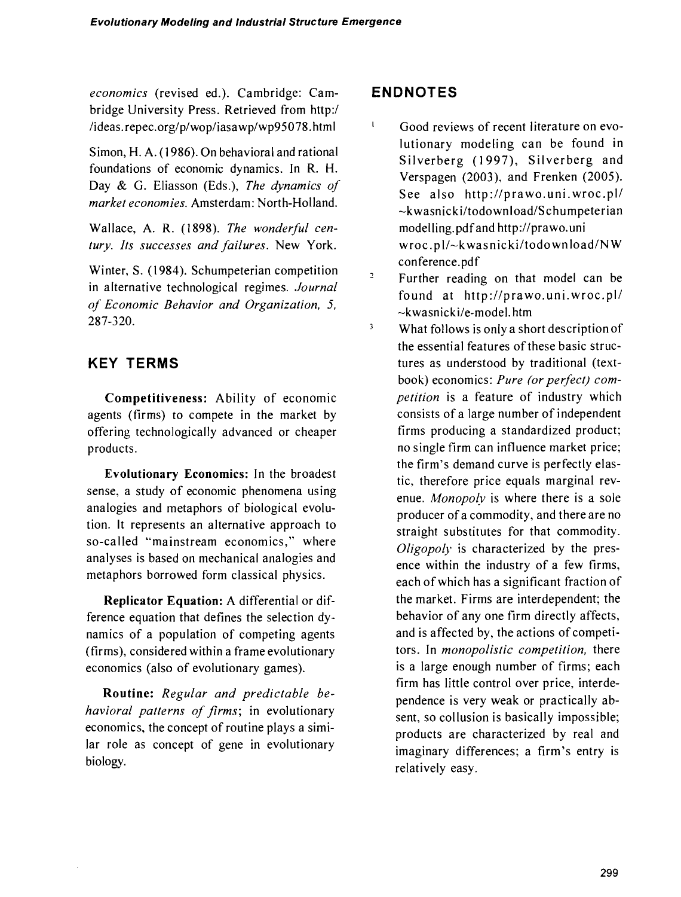*economics* (revised ed.). Cambridge: Cambridge University Press. Retrieved from http://ideas.repec.org/p/wop/iasawp/wp95078.html

Simon, H. A. (1986). On behavioral and rational foundations of economic dynamics. In R. H. Day & G. Eliasson (Eds.), *The dynamics of market economies*. Amsterdam: North-Holland.

Wallace, A. R. (1898). *The wonderful century. Its successes and failures*. New York.

Winter, S. (1984). Schumpeterian competition in alternative technological regimes. *Journal of Economic Behavior and Organization, 5*, 287-320.

## KEY TERMS

**Competitiveness:** Ability of economic agents (firms) to compete in the market by offering technologically advanced or cheaper products.

**Evolutionary Economics:** In the broadest sense, a study of economic phenomena using analogies and metaphors of biological evolution. It represents an alternative approach to so-called "mainstream economics," where analyses is based on mechanical analogies and metaphors borrowed form classical physics.

**Replicator Equation:** A differential or difference equation that defines the selection dynamics of a population of competing agents (firms), considered within a frame evolutionary economics (also of evolutionary games).

**Routine:** *Regular and predictable behavioral patterns of firms*; in evolutionary economics, the concept of routine plays a similar role as concept of gene in evolutionary biology.

## ENDNOTES

1. Good reviews of recent literature on evolutionary modeling can be found in Silverberg (1997), Silverberg and Verspagen (2003), and Frenken (2005). See also http://prawo.uni.wroc.pl/~kwasnicki/todownload/Schumpeterian modelling.pdf and http://prawo.uni wroc.pl/~kwasnicki/todownload/NW conference.pdf
2. Further reading on that model can be found at http://prawo.uni.wroc.pl/~kwasnicki/e-model.htm
3. What follows is only a short description of the essential features of these basic structures as understood by traditional (textbook) economics: *Pure (or perfect) competition* is a feature of industry which consists of a large number of independent firms producing a standardized product; no single firm can influence market price; the firm's demand curve is perfectly elastic, therefore price equals marginal revenue. *Monopoly* is where there is a sole producer of a commodity, and there are no straight substitutes for that commodity. *Oligopoly* is characterized by the presence within the industry of a few firms, each of which has a significant fraction of the market. Firms are interdependent; the behavior of any one firm directly affects, and is affected by, the actions of competitors. In *monopolistic competition,* there is a large enough number of firms; each firm has little control over price, interdependence is very weak or practically absent, so collusion is basically impossible; products are characterized by real and imaginary differences; a firm's entry is relatively easy.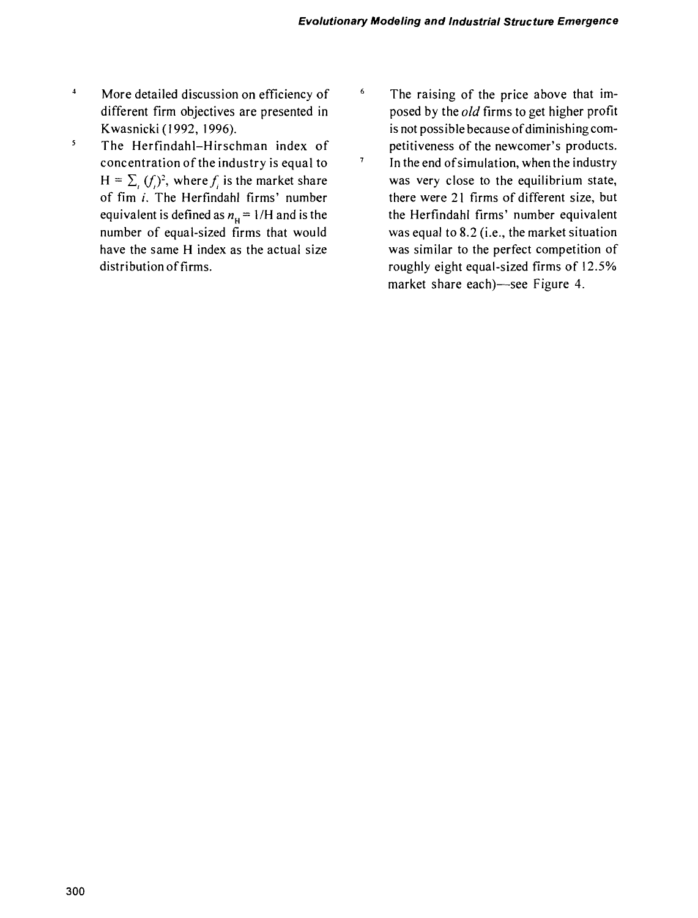[4] More detailed discussion on efficiency of different firm objectives are presented in Kwasnicki (1992, 1996).

[5] The Herfindahl–Hirschman index of concentration of the industry is equal to $H = \sum_i (f_i)^2$, where $f_i$ is the market share of fim $i$. The Herfindahl firms' number equivalent is defined as $n_H = 1/H$ and is the number of equal-sized firms that would have the same H index as the actual size distribution of firms.

[6] The raising of the price above that imposed by the *old* firms to get higher profit is not possible because of diminishing competitiveness of the newcomer's products.

[7] In the end of simulation, when the industry was very close to the equilibrium state, there were 21 firms of different size, but the Herfindahl firms' number equivalent was equal to 8.2 (i.e., the market situation was similar to the perfect competition of roughly eight equal-sized firms of 12.5% market share each)—see Figure 4.